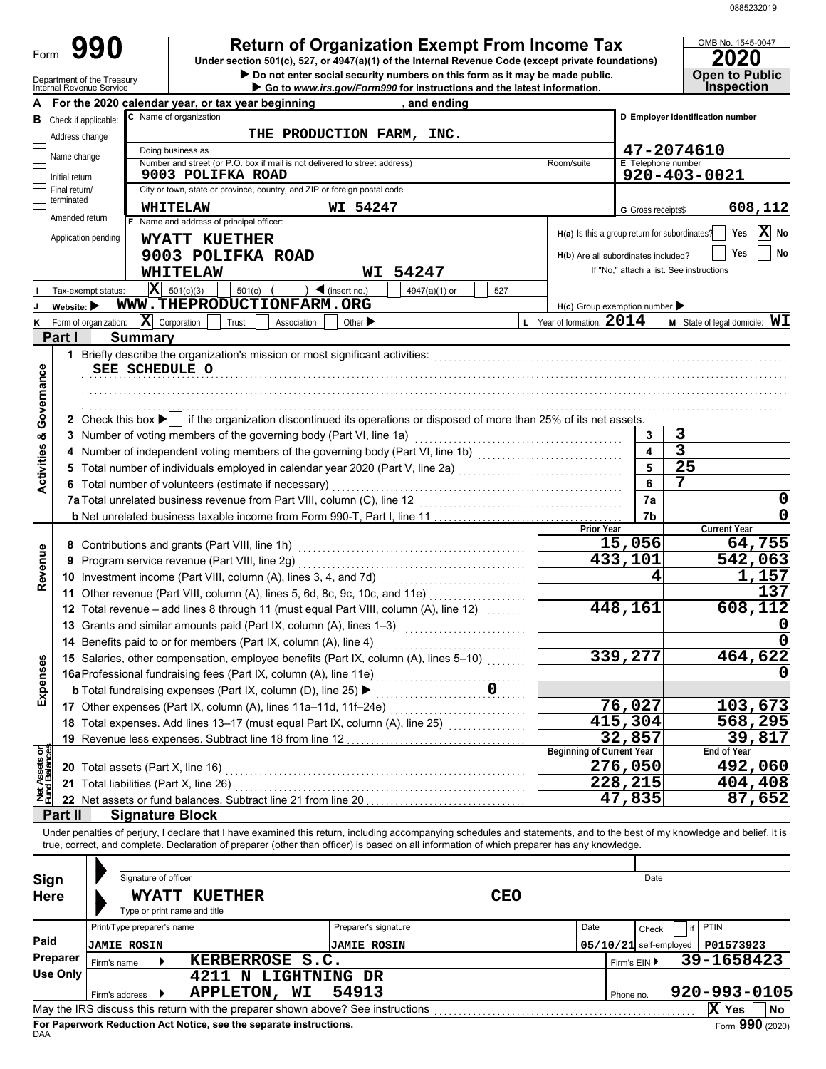0885232019

# Form 990 — Return of Organization Exempt From Income Tax

Under section 501(c), 527, or 4947(a)(1) of the Internal Revenue Code (except private foundations)

▶ Do not enter social security numbers on this form as it may be made public.

▶ Go to *www.irs.gov/Form990* for instructions and the latest information.

Department of the Treasury
Internal Revenue Service

OMB No. 1545-0047

**2020**

**Open to Public Inspection**

**A** For the 2020 calendar year, or tax year beginning , and ending

**B** Check if applicable:
- [ ] Address change
- [ ] Name change
- [ ] Initial return
- [ ] Final return/terminated
- [ ] Amended return
- [ ] Application pending

**C** Name of organization: THE PRODUCTION FARM, INC.

Doing business as

Number and street (or P.O. box if mail is not delivered to street address): 9003 POLIFKA ROAD | Room/suite

City or town, state or province, country, and ZIP or foreign postal code: WHITELAW WI 54247

**D** Employer identification number: 47-2074610

**E** Telephone number: 920-403-0021

**G** Gross receipts$ 608,112

**F** Name and address of principal officer:
WYATT KUETHER
9003 POLIFKA ROAD
WHITELAW WI 54247

H(a) Is this a group return for subordinates? [ ] Yes [X] No

H(b) Are all subordinates included? [ ] Yes [ ] No
If "No," attach a list. See instructions

H(c) Group exemption number ▶

**I** Tax-exempt status: [X] 501(c)(3) [ ] 501(c) ( ) ◀ (insert no.) [ ] 4947(a)(1) or [ ] 527

**J** Website: ▶ WWW.THEPRODUCTIONFARM.ORG

**K** Form of organization: [X] Corporation [ ] Trust [ ] Association [ ] Other ▶

**L** Year of formation: 2014

**M** State of legal domicile: WI

## Part I Summary

**Activities & Governance**

1 Briefly describe the organization's mission or most significant activities:
SEE SCHEDULE O

2 Check this box ▶ [ ] if the organization discontinued its operations or disposed of more than 25% of its net assets.

| | | | |
|---|---|---|---|
| 3 | Number of voting members of the governing body (Part VI, line 1a) | 3 | 3 |
| 4 | Number of independent voting members of the governing body (Part VI, line 1b) | 4 | 3 |
| 5 | Total number of individuals employed in calendar year 2020 (Part V, line 2a) | 5 | 25 |
| 6 | Total number of volunteers (estimate if necessary) | 6 | 7 |
| 7a | Total unrelated business revenue from Part VIII, column (C), line 12 | 7a | 0 |
| b | Net unrelated business taxable income from Form 990-T, Part I, line 11 | 7b | 0 |

| | | Prior Year | Current Year |
|---|---|---|---|
| **Revenue** | | | |
| 8 | Contributions and grants (Part VIII, line 1h) | 15,056 | 64,755 |
| 9 | Program service revenue (Part VIII, line 2g) | 433,101 | 542,063 |
| 10 | Investment income (Part VIII, column (A), lines 3, 4, and 7d) | 4 | 1,157 |
| 11 | Other revenue (Part VIII, column (A), lines 5, 6d, 8c, 9c, 10c, and 11e) | | 137 |
| 12 | Total revenue – add lines 8 through 11 (must equal Part VIII, column (A), line 12) | 448,161 | 608,112 |
| **Expenses** | | | |
| 13 | Grants and similar amounts paid (Part IX, column (A), lines 1–3) | | 0 |
| 14 | Benefits paid to or for members (Part IX, column (A), line 4) | | 0 |
| 15 | Salaries, other compensation, employee benefits (Part IX, column (A), lines 5–10) | 339,277 | 464,622 |
| 16a | Professional fundraising fees (Part IX, column (A), line 11e) | | 0 |
| b | Total fundraising expenses (Part IX, column (D), line 25) ▶ 0 | | |
| 17 | Other expenses (Part IX, column (A), lines 11a–11d, 11f–24e) | 76,027 | 103,673 |
| 18 | Total expenses. Add lines 13–17 (must equal Part IX, column (A), line 25) | 415,304 | 568,295 |
| 19 | Revenue less expenses. Subtract line 18 from line 12 | 32,857 | 39,817 |

| **Net Assets or Fund Balances** | | Beginning of Current Year | End of Year |
|---|---|---|---|
| 20 | Total assets (Part X, line 16) | 276,050 | 492,060 |
| 21 | Total liabilities (Part X, line 26) | 228,215 | 404,408 |
| 22 | Net assets or fund balances. Subtract line 21 from line 20 | 47,835 | 87,652 |

## Part II Signature Block

Under penalties of perjury, I declare that I have examined this return, including accompanying schedules and statements, and to the best of my knowledge and belief, it is true, correct, and complete. Declaration of preparer (other than officer) is based on all information of which preparer has any knowledge.

**Sign Here**

Signature of officer | Date

WYATT KUETHER CEO

Type or print name and title

**Paid Preparer Use Only**

| Print/Type preparer's name | Preparer's signature | Date | Check [ ] if self-employed | PTIN |
|---|---|---|---|---|
| JAMIE ROSIN | JAMIE ROSIN | 05/10/21 | | P01573923 |

Firm's name ▶ KERBERROSE S.C. | Firm's EIN ▶ 39-1658423

Firm's address ▶ 4211 N LIGHTNING DR, APPLETON, WI 54913 | Phone no. 920-993-0105

May the IRS discuss this return with the preparer shown above? See instructions [X] Yes [ ] No

**For Paperwork Reduction Act Notice, see the separate instructions.**

DAA

Form **990** (2020)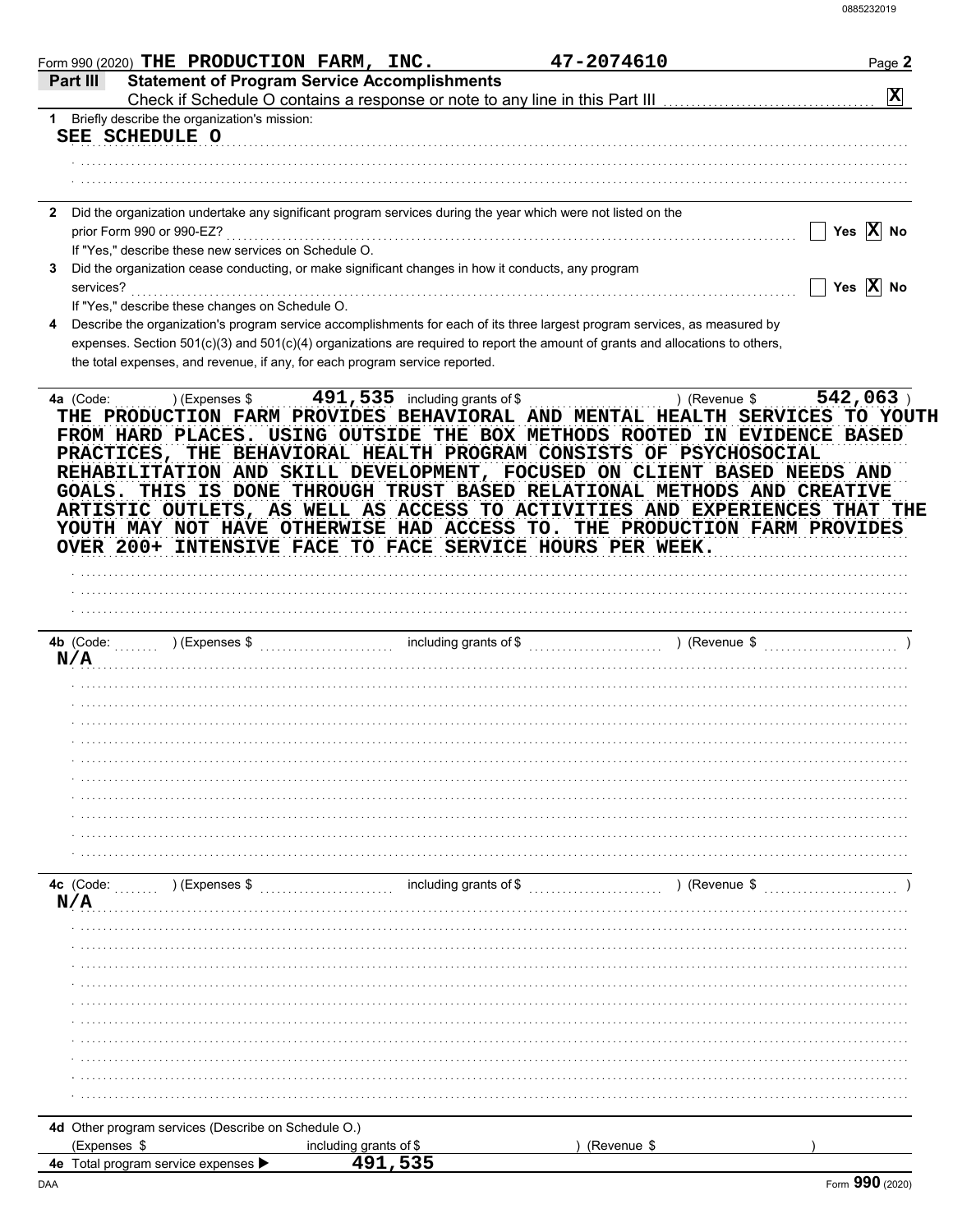Form 990 (2020) THE PRODUCTION FARM, INC. 47-2074610

## Part III Statement of Program Service Accomplishments

Check if Schedule O contains a response or note to any line in this Part III [X]

**1** Briefly describe the organization's mission:

SEE SCHEDULE O

**2** Did the organization undertake any significant program services during the year which were not listed on the prior Form 990 or 990-EZ? [ ] Yes [X] No

If "Yes," describe these new services on Schedule O.

**3** Did the organization cease conducting, or make significant changes in how it conducts, any program services? [ ] Yes [X] No

If "Yes," describe these changes on Schedule O.

**4** Describe the organization's program service accomplishments for each of its three largest program services, as measured by expenses. Section 501(c)(3) and 501(c)(4) organizations are required to report the amount of grants and allocations to others, the total expenses, and revenue, if any, for each program service reported.

**4a** (Code: ) (Expenses $ 491,535 including grants of $ ) (Revenue $ 542,063 )

THE PRODUCTION FARM PROVIDES BEHAVIORAL AND MENTAL HEALTH SERVICES TO YOUTH FROM HARD PLACES. USING OUTSIDE THE BOX METHODS ROOTED IN EVIDENCE BASED PRACTICES, THE BEHAVIORAL HEALTH PROGRAM CONSISTS OF PSYCHOSOCIAL REHABILITATION AND SKILL DEVELOPMENT, FOCUSED ON CLIENT BASED NEEDS AND GOALS. THIS IS DONE THROUGH TRUST BASED RELATIONAL METHODS AND CREATIVE ARTISTIC OUTLETS, AS WELL AS ACCESS TO ACTIVITIES AND EXPERIENCES THAT THE YOUTH MAY NOT HAVE OTHERWISE HAD ACCESS TO. THE PRODUCTION FARM PROVIDES OVER 200+ INTENSIVE FACE TO FACE SERVICE HOURS PER WEEK.

**4b** (Code: ) (Expenses $ including grants of $ ) (Revenue $ )

N/A

**4c** (Code: ) (Expenses $ including grants of $ ) (Revenue $ )

N/A

**4d** Other program services (Describe on Schedule O.)

(Expenses $ including grants of $ ) (Revenue $ )

**4e** Total program service expenses ▶ 491,535

Form **990** (2020)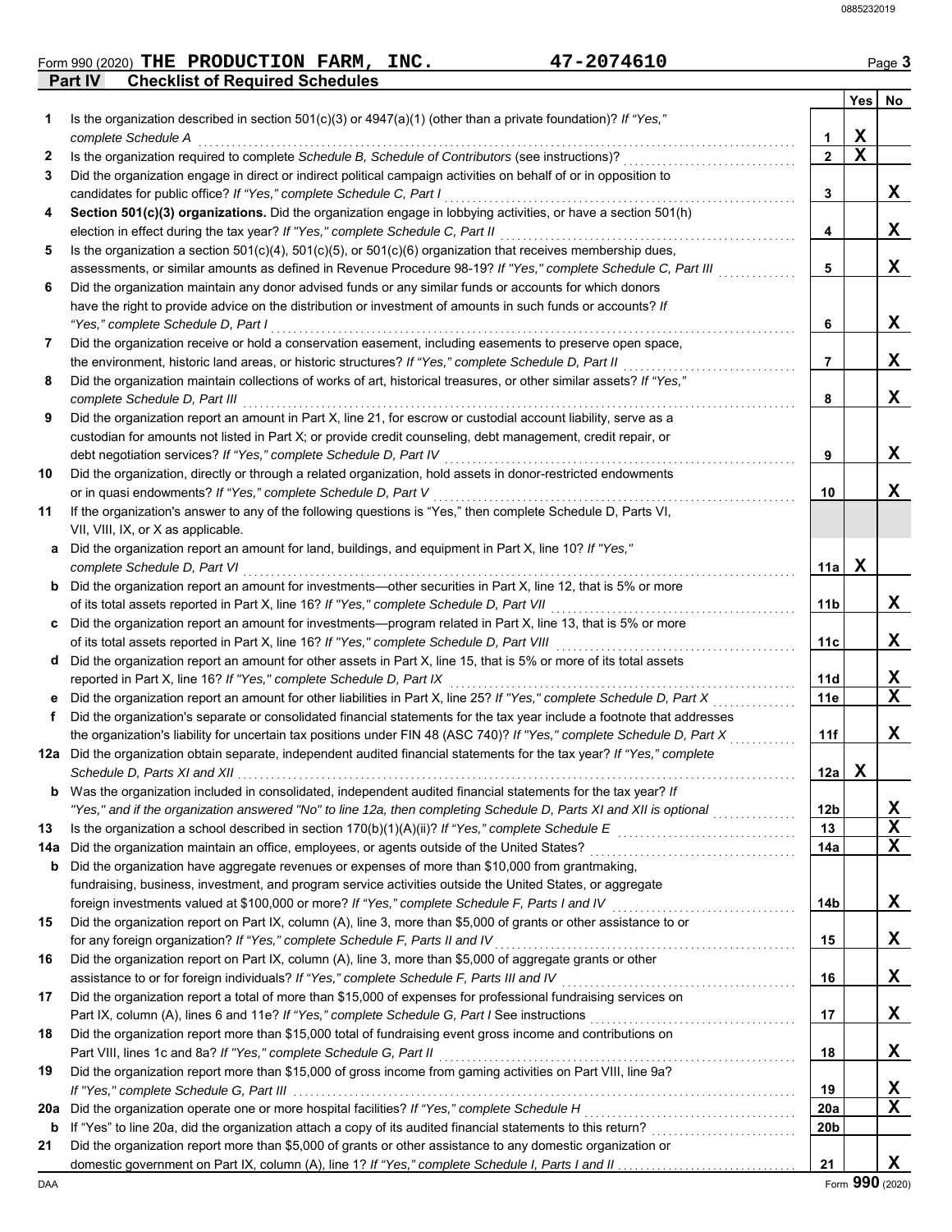Form 990 (2020) **THE PRODUCTION FARM, INC.** **47-2074610** Page 3

## Part IV Checklist of Required Schedules

| | | | Yes | No |
|---|---|---|---|---|
| **1** | Is the organization described in section 501(c)(3) or 4947(a)(1) (other than a private foundation)? *If "Yes," complete Schedule A* | **1** | X | |
| **2** | Is the organization required to complete *Schedule B, Schedule of Contributors* (see instructions)? | **2** | X | |
| **3** | Did the organization engage in direct or indirect political campaign activities on behalf of or in opposition to candidates for public office? *If "Yes," complete Schedule C, Part I* | **3** | | X |
| **4** | **Section 501(c)(3) organizations.** Did the organization engage in lobbying activities, or have a section 501(h) election in effect during the tax year? *If "Yes," complete Schedule C, Part II* | **4** | | X |
| **5** | Is the organization a section 501(c)(4), 501(c)(5), or 501(c)(6) organization that receives membership dues, assessments, or similar amounts as defined in Revenue Procedure 98-19? *If "Yes," complete Schedule C, Part III* | **5** | | X |
| **6** | Did the organization maintain any donor advised funds or any similar funds or accounts for which donors have the right to provide advice on the distribution or investment of amounts in such funds or accounts? *If "Yes," complete Schedule D, Part I* | **6** | | X |
| **7** | Did the organization receive or hold a conservation easement, including easements to preserve open space, the environment, historic land areas, or historic structures? *If "Yes," complete Schedule D, Part II* | **7** | | X |
| **8** | Did the organization maintain collections of works of art, historical treasures, or other similar assets? *If "Yes," complete Schedule D, Part III* | **8** | | X |
| **9** | Did the organization report an amount in Part X, line 21, for escrow or custodial account liability, serve as a custodian for amounts not listed in Part X; or provide credit counseling, debt management, credit repair, or debt negotiation services? *If "Yes," complete Schedule D, Part IV* | **9** | | X |
| **10** | Did the organization, directly or through a related organization, hold assets in donor-restricted endowments or in quasi endowments? *If "Yes," complete Schedule D, Part V* | **10** | | X |
| **11** | If the organization's answer to any of the following questions is "Yes," then complete Schedule D, Parts VI, VII, VIII, IX, or X as applicable. | | | |
| **a** | Did the organization report an amount for land, buildings, and equipment in Part X, line 10? *If "Yes," complete Schedule D, Part VI* | **11a** | X | |
| **b** | Did the organization report an amount for investments—other securities in Part X, line 12, that is 5% or more of its total assets reported in Part X, line 16? *If "Yes," complete Schedule D, Part VII* | **11b** | | X |
| **c** | Did the organization report an amount for investments—program related in Part X, line 13, that is 5% or more of its total assets reported in Part X, line 16? *If "Yes," complete Schedule D, Part VIII* | **11c** | | X |
| **d** | Did the organization report an amount for other assets in Part X, line 15, that is 5% or more of its total assets reported in Part X, line 16? *If "Yes," complete Schedule D, Part IX* | **11d** | | X |
| **e** | Did the organization report an amount for other liabilities in Part X, line 25? *If "Yes," complete Schedule D, Part X* | **11e** | | X |
| **f** | Did the organization's separate or consolidated financial statements for the tax year include a footnote that addresses the organization's liability for uncertain tax positions under FIN 48 (ASC 740)? *If "Yes," complete Schedule D, Part X* | **11f** | | X |
| **12a** | Did the organization obtain separate, independent audited financial statements for the tax year? *If "Yes," complete Schedule D, Parts XI and XII* | **12a** | X | |
| **b** | Was the organization included in consolidated, independent audited financial statements for the tax year? *If "Yes," and if the organization answered "No" to line 12a, then completing Schedule D, Parts XI and XII is optional* | **12b** | | X |
| **13** | Is the organization a school described in section 170(b)(1)(A)(ii)? *If "Yes," complete Schedule E* | **13** | | X |
| **14a** | Did the organization maintain an office, employees, or agents outside of the United States? | **14a** | | X |
| **b** | Did the organization have aggregate revenues or expenses of more than $10,000 from grantmaking, fundraising, business, investment, and program service activities outside the United States, or aggregate foreign investments valued at $100,000 or more? *If "Yes," complete Schedule F, Parts I and IV* | **14b** | | X |
| **15** | Did the organization report on Part IX, column (A), line 3, more than $5,000 of grants or other assistance to or for any foreign organization? *If "Yes," complete Schedule F, Parts II and IV* | **15** | | X |
| **16** | Did the organization report on Part IX, column (A), line 3, more than $5,000 of aggregate grants or other assistance to or for foreign individuals? *If "Yes," complete Schedule F, Parts III and IV* | **16** | | X |
| **17** | Did the organization report a total of more than $15,000 of expenses for professional fundraising services on Part IX, column (A), lines 6 and 11e? *If "Yes," complete Schedule G, Part I* See instructions | **17** | | X |
| **18** | Did the organization report more than $15,000 total of fundraising event gross income and contributions on Part VIII, lines 1c and 8a? *If "Yes," complete Schedule G, Part II* | **18** | | X |
| **19** | Did the organization report more than $15,000 of gross income from gaming activities on Part VIII, line 9a? *If "Yes," complete Schedule G, Part III* | **19** | | X |
| **20a** | Did the organization operate one or more hospital facilities? *If "Yes," complete Schedule H* | **20a** | | X |
| **b** | If "Yes" to line 20a, did the organization attach a copy of its audited financial statements to this return? | **20b** | | |
| **21** | Did the organization report more than $5,000 of grants or other assistance to any domestic organization or domestic government on Part IX, column (A), line 1? *If "Yes," complete Schedule I, Parts I and II* | **21** | | X |

DAA Form **990** (2020)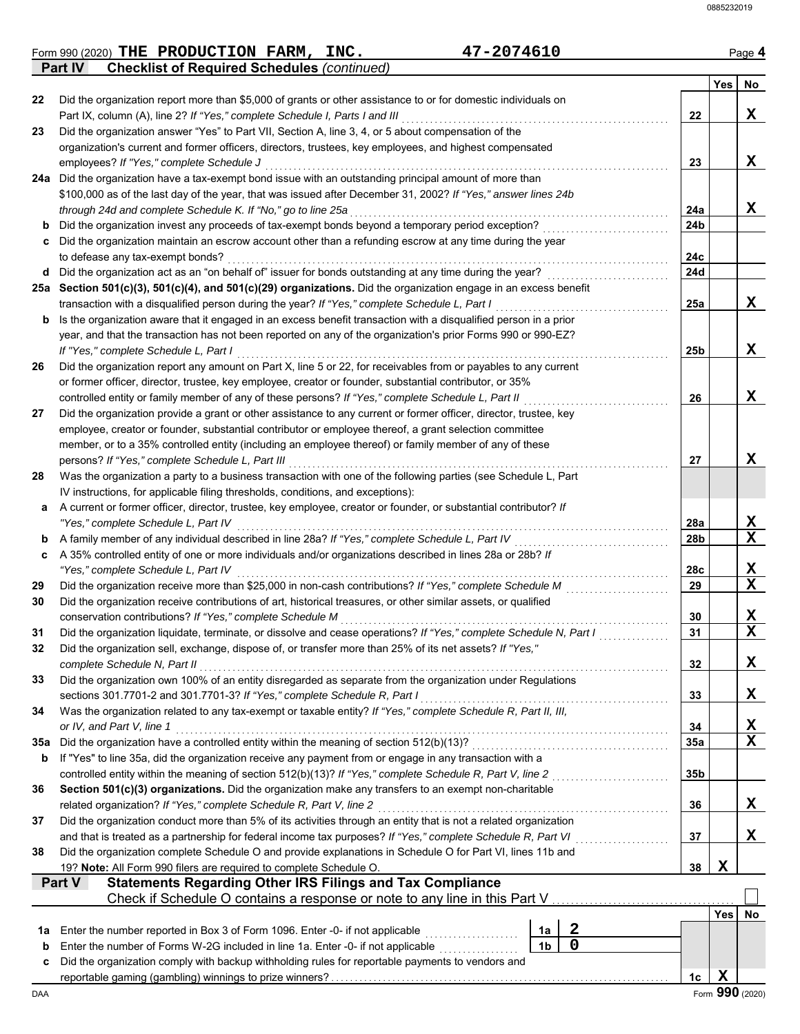Form 990 (2020) **THE PRODUCTION FARM, INC.** **47-2074610** Page **4**

**Part IV** **Checklist of Required Schedules** *(continued)*

| | | | Yes | No |
|---|---|---|---|---|
| 22 | Did the organization report more than $5,000 of grants or other assistance to or for domestic individuals on Part IX, column (A), line 2? *If "Yes," complete Schedule I, Parts I and III* | 22 | | X |
| 23 | Did the organization answer "Yes" to Part VII, Section A, line 3, 4, or 5 about compensation of the organization's current and former officers, directors, trustees, key employees, and highest compensated employees? *If "Yes," complete Schedule J* | 23 | | X |
| 24a | Did the organization have a tax-exempt bond issue with an outstanding principal amount of more than $100,000 as of the last day of the year, that was issued after December 31, 2002? *If "Yes," answer lines 24b through 24d and complete Schedule K. If "No," go to line 25a* | 24a | | X |
| b | Did the organization invest any proceeds of tax-exempt bonds beyond a temporary period exception? | 24b | | |
| c | Did the organization maintain an escrow account other than a refunding escrow at any time during the year to defease any tax-exempt bonds? | 24c | | |
| d | Did the organization act as an "on behalf of" issuer for bonds outstanding at any time during the year? | 24d | | |
| 25a | **Section 501(c)(3), 501(c)(4), and 501(c)(29) organizations.** Did the organization engage in an excess benefit transaction with a disqualified person during the year? *If "Yes," complete Schedule L, Part I* | 25a | | X |
| b | Is the organization aware that it engaged in an excess benefit transaction with a disqualified person in a prior year, and that the transaction has not been reported on any of the organization's prior Forms 990 or 990-EZ? *If "Yes," complete Schedule L, Part I* | 25b | | X |
| 26 | Did the organization report any amount on Part X, line 5 or 22, for receivables from or payables to any current or former officer, director, trustee, key employee, creator or founder, substantial contributor, or 35% controlled entity or family member of any of these persons? *If "Yes," complete Schedule L, Part II* | 26 | | X |
| 27 | Did the organization provide a grant or other assistance to any current or former officer, director, trustee, key employee, creator or founder, substantial contributor or employee thereof, a grant selection committee member, or to a 35% controlled entity (including an employee thereof) or family member of any of these persons? *If "Yes," complete Schedule L, Part III* | 27 | | X |
| 28 | Was the organization a party to a business transaction with one of the following parties (see Schedule L, Part IV instructions, for applicable filing thresholds, conditions, and exceptions): | | | |
| a | A current or former officer, director, trustee, key employee, creator or founder, or substantial contributor? *If "Yes," complete Schedule L, Part IV* | 28a | | X |
| b | A family member of any individual described in line 28a? *If "Yes," complete Schedule L, Part IV* | 28b | | X |
| c | A 35% controlled entity of one or more individuals and/or organizations described in lines 28a or 28b? *If "Yes," complete Schedule L, Part IV* | 28c | | X |
| 29 | Did the organization receive more than $25,000 in non-cash contributions? *If "Yes," complete Schedule M* | 29 | | X |
| 30 | Did the organization receive contributions of art, historical treasures, or other similar assets, or qualified conservation contributions? *If "Yes," complete Schedule M* | 30 | | X |
| 31 | Did the organization liquidate, terminate, or dissolve and cease operations? *If "Yes," complete Schedule N, Part I* | 31 | | X |
| 32 | Did the organization sell, exchange, dispose of, or transfer more than 25% of its net assets? *If "Yes," complete Schedule N, Part II* | 32 | | X |
| 33 | Did the organization own 100% of an entity disregarded as separate from the organization under Regulations sections 301.7701-2 and 301.7701-3? *If "Yes," complete Schedule R, Part I* | 33 | | X |
| 34 | Was the organization related to any tax-exempt or taxable entity? *If "Yes," complete Schedule R, Part II, III, or IV, and Part V, line 1* | 34 | | X |
| 35a | Did the organization have a controlled entity within the meaning of section 512(b)(13)? | 35a | | X |
| b | If "Yes" to line 35a, did the organization receive any payment from or engage in any transaction with a controlled entity within the meaning of section 512(b)(13)? *If "Yes," complete Schedule R, Part V, line 2* | 35b | | |
| 36 | **Section 501(c)(3) organizations.** Did the organization make any transfers to an exempt non-charitable related organization? *If "Yes," complete Schedule R, Part V, line 2* | 36 | | X |
| 37 | Did the organization conduct more than 5% of its activities through an entity that is not a related organization and that is treated as a partnership for federal income tax purposes? *If "Yes," complete Schedule R, Part VI* | 37 | | X |
| 38 | Did the organization complete Schedule O and provide explanations in Schedule O for Part VI, lines 11b and 19? **Note:** All Form 990 filers are required to complete Schedule O. | 38 | X | |

**Part V** **Statements Regarding Other IRS Filings and Tax Compliance**

Check if Schedule O contains a response or note to any line in this Part V ☐

| | | | | | Yes | No |
|---|---|---|---|---|---|---|
| 1a | Enter the number reported in Box 3 of Form 1096. Enter -0- if not applicable | 1a | 2 | | | |
| b | Enter the number of Forms W-2G included in line 1a. Enter -0- if not applicable | 1b | 0 | | | |
| c | Did the organization comply with backup withholding rules for reportable payments to vendors and reportable gaming (gambling) winnings to prize winners? | | | 1c | X | |

Form **990** (2020)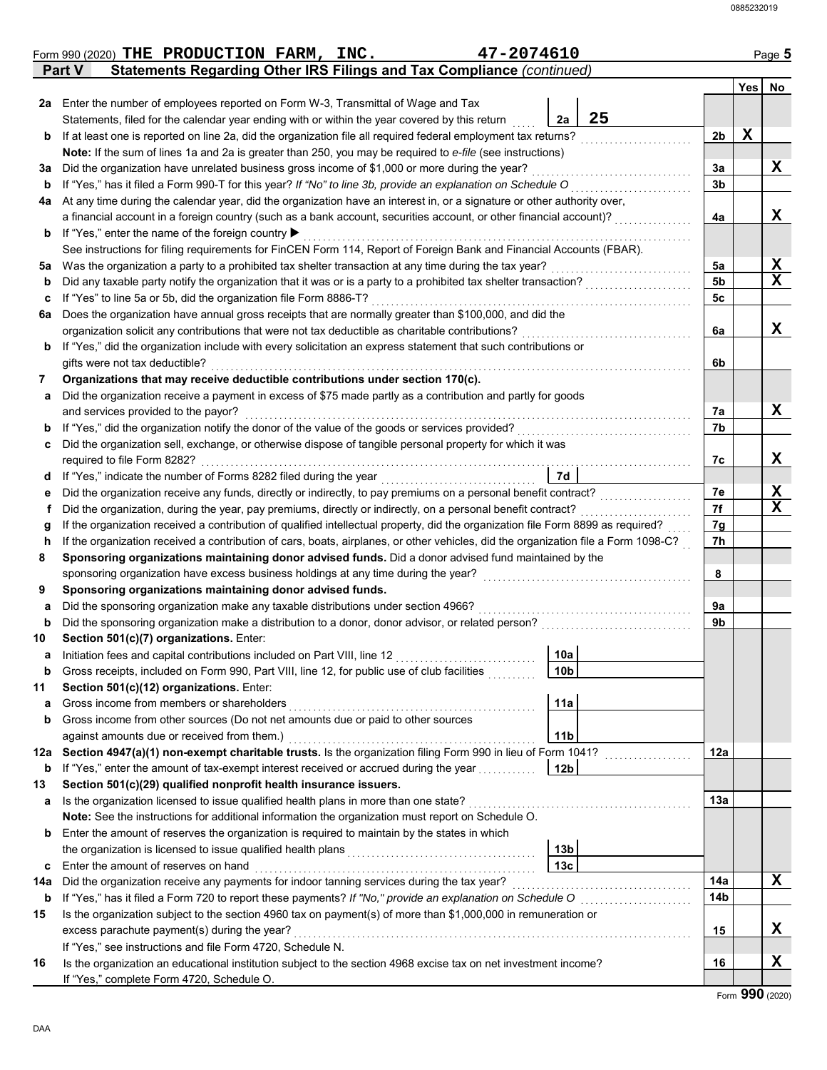Form 990 (2020) **THE PRODUCTION FARM, INC.** **47-2074610** Page **5**

**Part V** **Statements Regarding Other IRS Filings and Tax Compliance** *(continued)*

| Line | Description | | | Line | Yes | No |
|---|---|---|---|---|---|---|
| 2a | Enter the number of employees reported on Form W-3, Transmittal of Wage and Tax Statements, filed for the calendar year ending with or within the year covered by this return | 2a | 25 | | | |
| b | If at least one is reported on line 2a, did the organization file all required federal employment tax returns? | | | 2b | X | |
| | **Note:** If the sum of lines 1a and 2a is greater than 250, you may be required to *e-file* (see instructions) | | | | | |
| 3a | Did the organization have unrelated business gross income of $1,000 or more during the year? | | | 3a | | X |
| b | If "Yes," has it filed a Form 990-T for this year? *If "No" to line 3b, provide an explanation on Schedule O* | | | 3b | | |
| 4a | At any time during the calendar year, did the organization have an interest in, or a signature or other authority over, a financial account in a foreign country (such as a bank account, securities account, or other financial account)? | | | 4a | | X |
| b | If "Yes," enter the name of the foreign country ▶ | | | | | |
| | See instructions for filing requirements for FinCEN Form 114, Report of Foreign Bank and Financial Accounts (FBAR). | | | | | |
| 5a | Was the organization a party to a prohibited tax shelter transaction at any time during the tax year? | | | 5a | | X |
| b | Did any taxable party notify the organization that it was or is a party to a prohibited tax shelter transaction? | | | 5b | | X |
| c | If "Yes" to line 5a or 5b, did the organization file Form 8886-T? | | | 5c | | |
| 6a | Does the organization have annual gross receipts that are normally greater than $100,000, and did the organization solicit any contributions that were not tax deductible as charitable contributions? | | | 6a | | X |
| b | If "Yes," did the organization include with every solicitation an express statement that such contributions or gifts were not tax deductible? | | | 6b | | |
| 7 | **Organizations that may receive deductible contributions under section 170(c).** | | | | | |
| a | Did the organization receive a payment in excess of $75 made partly as a contribution and partly for goods and services provided to the payor? | | | 7a | | X |
| b | If "Yes," did the organization notify the donor of the value of the goods or services provided? | | | 7b | | |
| c | Did the organization sell, exchange, or otherwise dispose of tangible personal property for which it was required to file Form 8282? | | | 7c | | X |
| d | If "Yes," indicate the number of Forms 8282 filed during the year | 7d | | | | |
| e | Did the organization receive any funds, directly or indirectly, to pay premiums on a personal benefit contract? | | | 7e | | X |
| f | Did the organization, during the year, pay premiums, directly or indirectly, on a personal benefit contract? | | | 7f | | X |
| g | If the organization received a contribution of qualified intellectual property, did the organization file Form 8899 as required? | | | 7g | | |
| h | If the organization received a contribution of cars, boats, airplanes, or other vehicles, did the organization file a Form 1098-C? | | | 7h | | |
| 8 | **Sponsoring organizations maintaining donor advised funds.** Did a donor advised fund maintained by the sponsoring organization have excess business holdings at any time during the year? | | | 8 | | |
| 9 | **Sponsoring organizations maintaining donor advised funds.** | | | | | |
| a | Did the sponsoring organization make any taxable distributions under section 4966? | | | 9a | | |
| b | Did the sponsoring organization make a distribution to a donor, donor advisor, or related person? | | | 9b | | |
| 10 | **Section 501(c)(7) organizations.** Enter: | | | | | |
| a | Initiation fees and capital contributions included on Part VIII, line 12 | 10a | | | | |
| b | Gross receipts, included on Form 990, Part VIII, line 12, for public use of club facilities | 10b | | | | |
| 11 | **Section 501(c)(12) organizations.** Enter: | | | | | |
| a | Gross income from members or shareholders | 11a | | | | |
| b | Gross income from other sources (Do not net amounts due or paid to other sources against amounts due or received from them.) | 11b | | | | |
| 12a | **Section 4947(a)(1) non-exempt charitable trusts.** Is the organization filing Form 990 in lieu of Form 1041? | | | 12a | | |
| b | If "Yes," enter the amount of tax-exempt interest received or accrued during the year | 12b | | | | |
| 13 | **Section 501(c)(29) qualified nonprofit health insurance issuers.** | | | | | |
| a | Is the organization licensed to issue qualified health plans in more than one state? | | | 13a | | |
| | **Note:** See the instructions for additional information the organization must report on Schedule O. | | | | | |
| b | Enter the amount of reserves the organization is required to maintain by the states in which the organization is licensed to issue qualified health plans | 13b | | | | |
| c | Enter the amount of reserves on hand | 13c | | | | |
| 14a | Did the organization receive any payments for indoor tanning services during the tax year? | | | 14a | | X |
| b | If "Yes," has it filed a Form 720 to report these payments? *If "No," provide an explanation on Schedule O* | | | 14b | | |
| 15 | Is the organization subject to the section 4960 tax on payment(s) of more than $1,000,000 in remuneration or excess parachute payment(s) during the year? | | | 15 | | X |
| | If "Yes," see instructions and file Form 4720, Schedule N. | | | | | |
| 16 | Is the organization an educational institution subject to the section 4968 excise tax on net investment income? | | | 16 | | X |
| | If "Yes," complete Form 4720, Schedule O. | | | | | |

Form **990** (2020)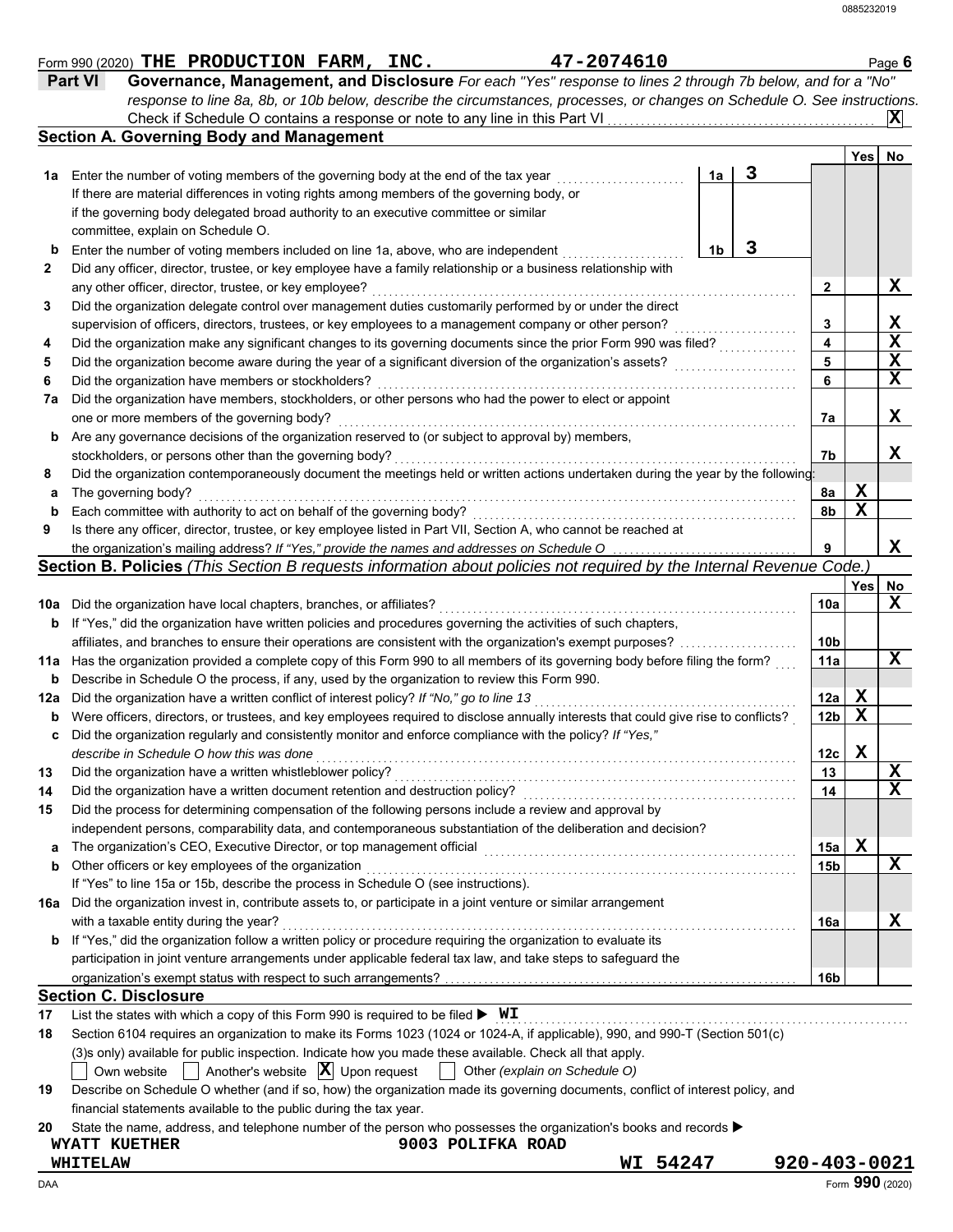Form 990 (2020) **THE PRODUCTION FARM, INC.** **47-2074610** Page **6**

## Part VI Governance, Management, and Disclosure

*For each "Yes" response to lines 2 through 7b below, and for a "No" response to line 8a, 8b, or 10b below, describe the circumstances, processes, or changes on Schedule O. See instructions.*

Check if Schedule O contains a response or note to any line in this Part VI .......... **X**

### Section A. Governing Body and Management

| | | | | Yes | No |
|---|---|---|---|---|---|
| **1a** | Enter the number of voting members of the governing body at the end of the tax year. If there are material differences in voting rights among members of the governing body, or if the governing body delegated broad authority to an executive committee or similar committee, explain on Schedule O. | 1a: **3** | | | |
| **b** | Enter the number of voting members included on line 1a, above, who are independent | 1b: **3** | | | |
| **2** | Did any officer, director, trustee, or key employee have a family relationship or a business relationship with any other officer, director, trustee, or key employee? | | 2 | | X |
| **3** | Did the organization delegate control over management duties customarily performed by or under the direct supervision of officers, directors, trustees, or key employees to a management company or other person? | | 3 | | X |
| **4** | Did the organization make any significant changes to its governing documents since the prior Form 990 was filed? | | 4 | | X |
| **5** | Did the organization become aware during the year of a significant diversion of the organization's assets? | | 5 | | X |
| **6** | Did the organization have members or stockholders? | | 6 | | X |
| **7a** | Did the organization have members, stockholders, or other persons who had the power to elect or appoint one or more members of the governing body? | | 7a | | X |
| **b** | Are any governance decisions of the organization reserved to (or subject to approval by) members, stockholders, or persons other than the governing body? | | 7b | | X |
| **8** | Did the organization contemporaneously document the meetings held or written actions undertaken during the year by the following: | | | | |
| **a** | The governing body? | | 8a | X | |
| **b** | Each committee with authority to act on behalf of the governing body? | | 8b | X | |
| **9** | Is there any officer, director, trustee, or key employee listed in Part VII, Section A, who cannot be reached at the organization's mailing address? *If "Yes," provide the names and addresses on Schedule O* | | 9 | | X |

### Section B. Policies *(This Section B requests information about policies not required by the Internal Revenue Code.)*

| | | | Yes | No |
|---|---|---|---|---|
| **10a** | Did the organization have local chapters, branches, or affiliates? | 10a | | X |
| **b** | If "Yes," did the organization have written policies and procedures governing the activities of such chapters, affiliates, and branches to ensure their operations are consistent with the organization's exempt purposes? | 10b | | |
| **11a** | Has the organization provided a complete copy of this Form 990 to all members of its governing body before filing the form? | 11a | | X |
| **b** | Describe in Schedule O the process, if any, used by the organization to review this Form 990. | | | |
| **12a** | Did the organization have a written conflict of interest policy? *If "No," go to line 13* | 12a | X | |
| **b** | Were officers, directors, or trustees, and key employees required to disclose annually interests that could give rise to conflicts? | 12b | X | |
| **c** | Did the organization regularly and consistently monitor and enforce compliance with the policy? *If "Yes," describe in Schedule O how this was done* | 12c | X | |
| **13** | Did the organization have a written whistleblower policy? | 13 | | X |
| **14** | Did the organization have a written document retention and destruction policy? | 14 | | X |
| **15** | Did the process for determining compensation of the following persons include a review and approval by independent persons, comparability data, and contemporaneous substantiation of the deliberation and decision? | | | |
| **a** | The organization's CEO, Executive Director, or top management official | 15a | X | |
| **b** | Other officers or key employees of the organization | 15b | | X |
| | If "Yes" to line 15a or 15b, describe the process in Schedule O (see instructions). | | | |
| **16a** | Did the organization invest in, contribute assets to, or participate in a joint venture or similar arrangement with a taxable entity during the year? | 16a | | X |
| **b** | If "Yes," did the organization follow a written policy or procedure requiring the organization to evaluate its participation in joint venture arrangements under applicable federal tax law, and take steps to safeguard the organization's exempt status with respect to such arrangements? | 16b | | |

### Section C. Disclosure

**17** List the states with which a copy of this Form 990 is required to be filed ▶ **WI**

**18** Section 6104 requires an organization to make its Forms 1023 (1024 or 1024-A, if applicable), 990, and 990-T (Section 501(c)(3)s only) available for public inspection. Indicate how you made these available. Check all that apply.

☐ Own website ☐ Another's website ☒ Upon request ☐ Other *(explain on Schedule O)*

**19** Describe on Schedule O whether (and if so, how) the organization made its governing documents, conflict of interest policy, and financial statements available to the public during the tax year.

**20** State the name, address, and telephone number of the person who possesses the organization's books and records ▶

**WYATT KUETHER** **9003 POLIFKA ROAD**
**WHITELAW** **WI 54247** **920-403-0021**

DAA Form **990** (2020)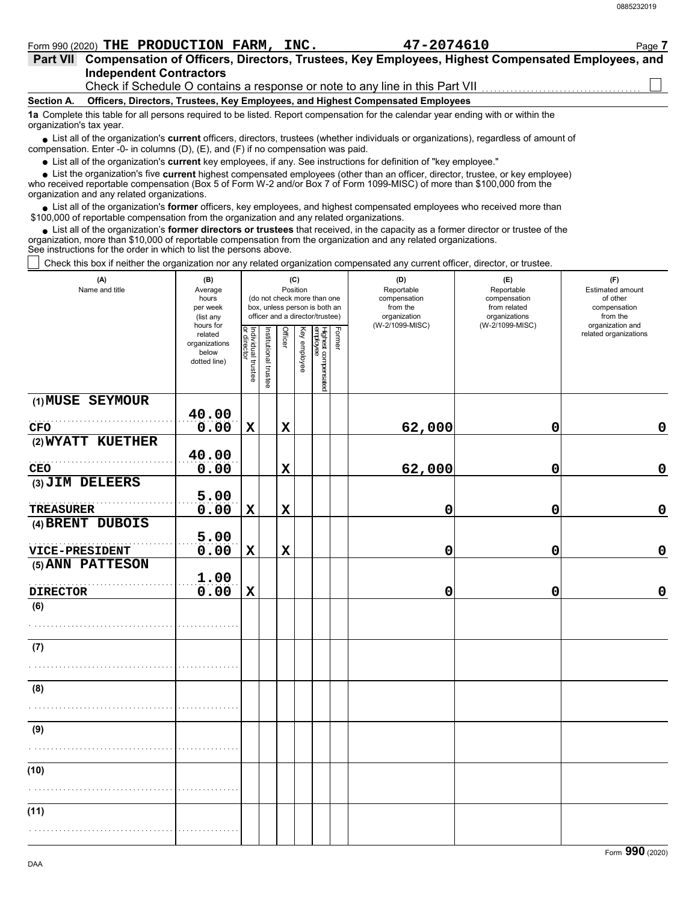Form 990 (2020) **THE PRODUCTION FARM, INC.** **47-2074610**

## Part VII Compensation of Officers, Directors, Trustees, Key Employees, Highest Compensated Employees, and Independent Contractors

Check if Schedule O contains a response or note to any line in this Part VII ☐

### Section A. Officers, Directors, Trustees, Key Employees, and Highest Compensated Employees

**1a** Complete this table for all persons required to be listed. Report compensation for the calendar year ending with or within the organization's tax year.

- List all of the organization's **current** officers, directors, trustees (whether individuals or organizations), regardless of amount of compensation. Enter -0- in columns (D), (E), and (F) if no compensation was paid.
- List all of the organization's **current** key employees, if any. See instructions for definition of "key employee."
- List the organization's five **current** highest compensated employees (other than an officer, director, trustee, or key employee) who received reportable compensation (Box 5 of Form W-2 and/or Box 7 of Form 1099-MISC) of more than $100,000 from the organization and any related organizations.
- List all of the organization's **former** officers, key employees, and highest compensated employees who received more than $100,000 of reportable compensation from the organization and any related organizations.
- List all of the organization's **former directors or trustees** that received, in the capacity as a former director or trustee of the organization, more than $10,000 of reportable compensation from the organization and any related organizations.

See instructions for the order in which to list the persons above.

☐ Check this box if neither the organization nor any related organization compensated any current officer, director, or trustee.

| (A) Name and title | (B) Average hours per week (list any hours for related organizations below dotted line) | (C) Position: Individual trustee or director | Institutional trustee | Officer | Key employee | Highest compensated employee | Former | (D) Reportable compensation from the organization (W-2/1099-MISC) | (E) Reportable compensation from related organizations (W-2/1099-MISC) | (F) Estimated amount of other compensation from the organization and related organizations |
|---|---|---|---|---|---|---|---|---|---|---|
| (1) MUSE SEYMOUR<br>CFO | 40.00<br>0.00 | X | | X | | | | 62,000 | 0 | 0 |
| (2) WYATT KUETHER<br>CEO | 40.00<br>0.00 | | | X | | | | 62,000 | 0 | 0 |
| (3) JIM DELEERS<br>TREASURER | 5.00<br>0.00 | X | | X | | | | 0 | 0 | 0 |
| (4) BRENT DUBOIS<br>VICE-PRESIDENT | 5.00<br>0.00 | X | | X | | | | 0 | 0 | 0 |
| (5) ANN PATTESON<br>DIRECTOR | 1.00<br>0.00 | X | | | | | | 0 | 0 | 0 |
| (6) | | | | | | | | | | |
| (7) | | | | | | | | | | |
| (8) | | | | | | | | | | |
| (9) | | | | | | | | | | |
| (10) | | | | | | | | | | |
| (11) | | | | | | | | | | |

Form **990** (2020)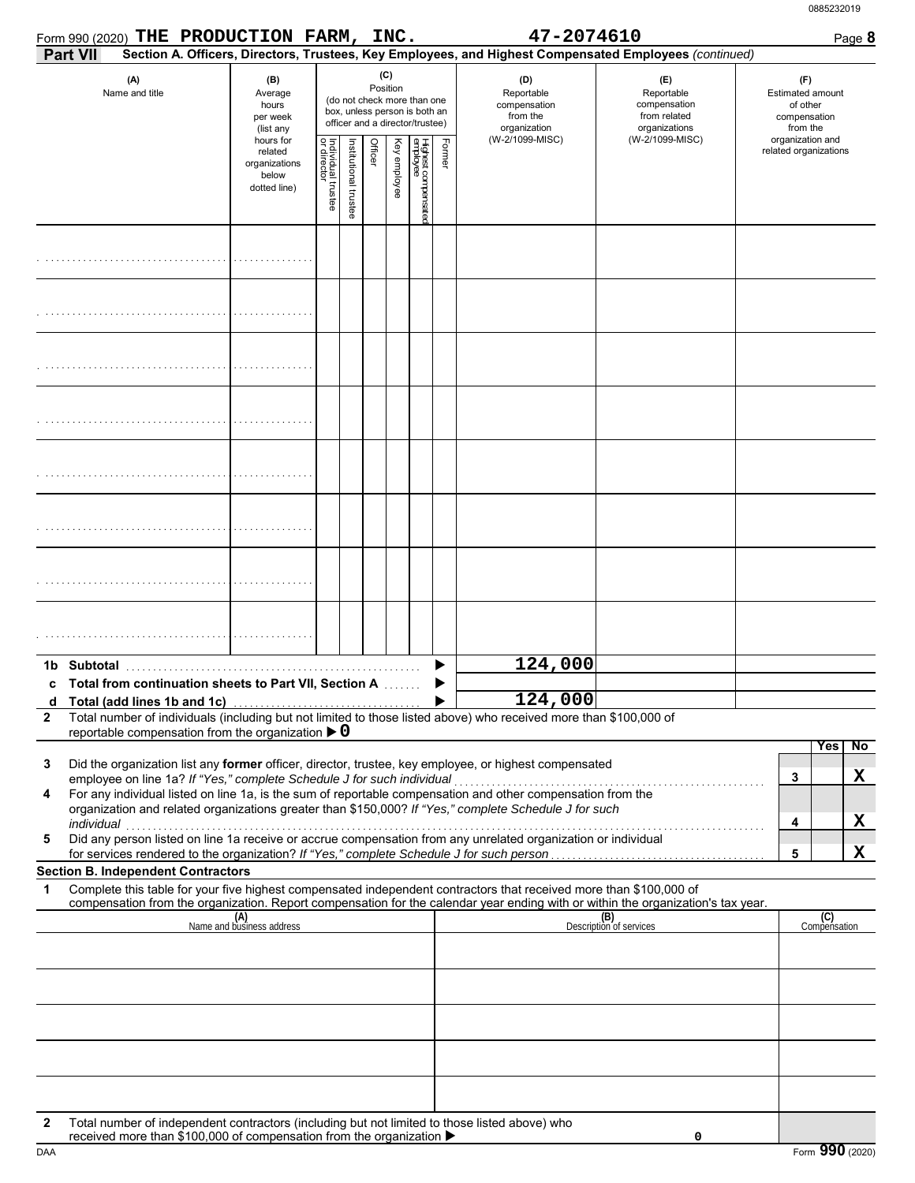Form 990 (2020) **THE PRODUCTION FARM, INC.** **47-2074610** Page **8**

**Part VII** **Section A. Officers, Directors, Trustees, Key Employees, and Highest Compensated Employees** *(continued)*

| (A) Name and title | (B) Average hours per week (list any hours for related organizations below dotted line) | (C) Position (do not check more than one box, unless person is both an officer and a director/trustee) Individual trustee or director | Institutional trustee | Officer | Key employee | Highest compensated employee | Former | (D) Reportable compensation from the organization (W-2/1099-MISC) | (E) Reportable compensation from related organizations (W-2/1099-MISC) | (F) Estimated amount of other compensation from the organization and related organizations |
|---|---|---|---|---|---|---|---|---|---|---|
| | | | | | | | | | | |
| | | | | | | | | | | |
| | | | | | | | | | | |
| | | | | | | | | | | |
| | | | | | | | | | | |
| | | | | | | | | | | |
| | | | | | | | | | | |
| | | | | | | | | | | |

| | | (D) | (E) | (F) |
|---|---|---|---|---|
| **1b** | **Subtotal** | 124,000 | | |
| **c** | **Total from continuation sheets to Part VII, Section A** | | | |
| **d** | **Total (add lines 1b and 1c)** | 124,000 | | |

**2** Total number of individuals (including but not limited to those listed above) who received more than $100,000 of reportable compensation from the organization ▶ 0

| | | | Yes | No |
|---|---|---|---|---|
| **3** | Did the organization list any **former** officer, director, trustee, key employee, or highest compensated employee on line 1a? *If "Yes," complete Schedule J for such individual* | 3 | | X |
| **4** | For any individual listed on line 1a, is the sum of reportable compensation and other compensation from the organization and related organizations greater than $150,000? *If "Yes," complete Schedule J for such individual* | 4 | | X |
| **5** | Did any person listed on line 1a receive or accrue compensation from any unrelated organization or individual for services rendered to the organization? *If "Yes," complete Schedule J for such person* | 5 | | X |

**Section B. Independent Contractors**

**1** Complete this table for your five highest compensated independent contractors that received more than $100,000 of compensation from the organization. Report compensation for the calendar year ending with or within the organization's tax year.

| (A) Name and business address | (B) Description of services | (C) Compensation |
|---|---|---|
| | | |
| | | |
| | | |
| | | |
| | | |

**2** Total number of independent contractors (including but not limited to those listed above) who received more than $100,000 of compensation from the organization ▶ 0

DAA Form **990** (2020)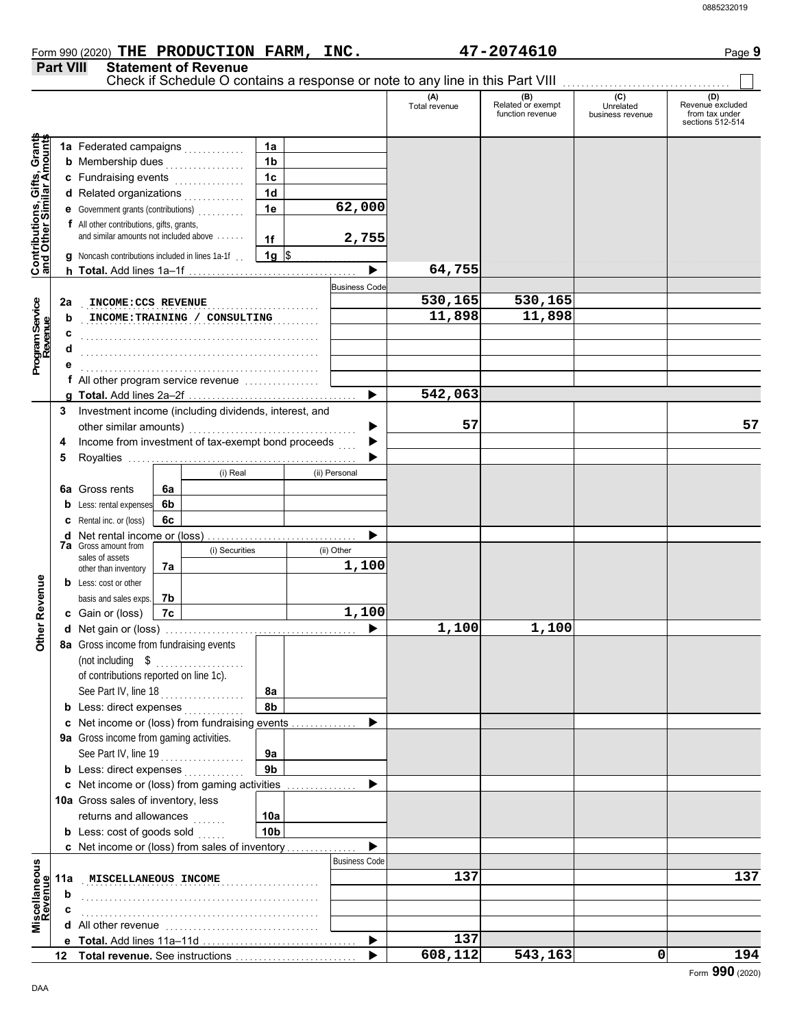Form 990 (2020) **THE PRODUCTION FARM, INC.** **47-2074610**

## Part VIII Statement of Revenue

Check if Schedule O contains a response or note to any line in this Part VIII ☐

| | | | (A) Total revenue | (B) Related or exempt function revenue | (C) Unrelated business revenue | (D) Revenue excluded from tax under sections 512-514 |
|---|---|---|---|---|---|---|
| **Contributions, Gifts, Grants and Other Similar Amounts** | 1a Federated campaigns | 1a | | | | |
| | b Membership dues | 1b | | | | |
| | c Fundraising events | 1c | | | | |
| | d Related organizations | 1d | | | | |
| | e Government grants (contributions) | 1e 62,000 | | | | |
| | f All other contributions, gifts, grants, and similar amounts not included above | 1f 2,755 | | | | |
| | g Noncash contributions included in lines 1a-1f | 1g $ | | | | |
| | h **Total.** Add lines 1a–1f | ▶ | 64,755 | | | |
| **Program Service Revenue** | | Business Code | | | | |
| | 2a INCOME:CCS REVENUE | | 530,165 | 530,165 | | |
| | b INCOME:TRAINING / CONSULTING | | 11,898 | 11,898 | | |
| | c | | | | | |
| | d | | | | | |
| | e | | | | | |
| | f All other program service revenue | | | | | |
| | g **Total.** Add lines 2a–2f | ▶ | 542,063 | | | |
| **Other Revenue** | 3 Investment income (including dividends, interest, and other similar amounts) | ▶ | 57 | | | 57 |
| | 4 Income from investment of tax-exempt bond proceeds | ▶ | | | | |
| | 5 Royalties | ▶ | | | | |
| | | (i) Real / (ii) Personal | | | | |
| | 6a Gross rents | 6a | | | | |
| | b Less: rental expenses | 6b | | | | |
| | c Rental inc. or (loss) | 6c | | | | |
| | d Net rental income or (loss) | ▶ | | | | |
| | | (i) Securities / (ii) Other | | | | |
| | 7a Gross amount from sales of assets other than inventory | 7a (ii) 1,100 | | | | |
| | b Less: cost or other basis and sales exps. | 7b | | | | |
| | c Gain or (loss) | 7c (ii) 1,100 | | | | |
| | d Net gain or (loss) | ▶ | 1,100 | 1,100 | | |
| | 8a Gross income from fundraising events (not including $ of contributions reported on line 1c). See Part IV, line 18 | 8a | | | | |
| | b Less: direct expenses | 8b | | | | |
| | c Net income or (loss) from fundraising events | ▶ | | | | |
| | 9a Gross income from gaming activities. See Part IV, line 19 | 9a | | | | |
| | b Less: direct expenses | 9b | | | | |
| | c Net income or (loss) from gaming activities | ▶ | | | | |
| | 10a Gross sales of inventory, less returns and allowances | 10a | | | | |
| | b Less: cost of goods sold | 10b | | | | |
| | c Net income or (loss) from sales of inventory | ▶ | | | | |
| **Miscellaneous Revenue** | | Business Code | | | | |
| | 11a MISCELLANEOUS INCOME | | 137 | | | 137 |
| | b | | | | | |
| | c | | | | | |
| | d All other revenue | | | | | |
| | e **Total.** Add lines 11a–11d | ▶ | 137 | | | |
| | 12 **Total revenue.** See instructions | ▶ | 608,112 | 543,163 | 0 | 194 |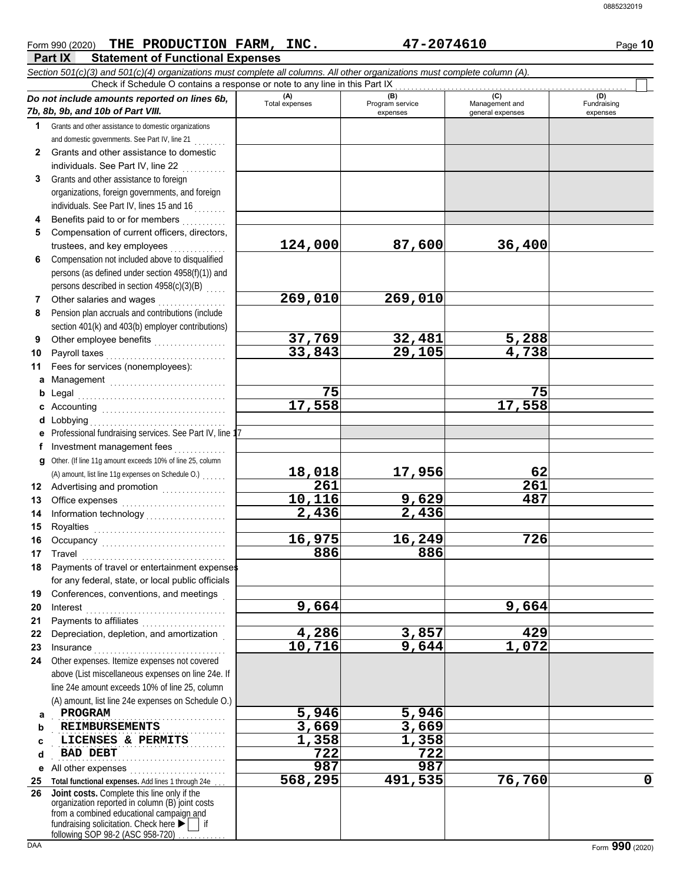Form 990 (2020) **THE PRODUCTION FARM, INC.** **47-2074610**

## Part IX Statement of Functional Expenses

*Section 501(c)(3) and 501(c)(4) organizations must complete all columns. All other organizations must complete column (A).*

Check if Schedule O contains a response or note to any line in this Part IX ☐

| *Do not include amounts reported on lines 6b, 7b, 8b, 9b, and 10b of Part VIII.* | (A) Total expenses | (B) Program service expenses | (C) Management and general expenses | (D) Fundraising expenses |
|---|---|---|---|---|
| 1 Grants and other assistance to domestic organizations and domestic governments. See Part IV, line 21 | | | | |
| 2 Grants and other assistance to domestic individuals. See Part IV, line 22 | | | | |
| 3 Grants and other assistance to foreign organizations, foreign governments, and foreign individuals. See Part IV, lines 15 and 16 | | | | |
| 4 Benefits paid to or for members | | | | |
| 5 Compensation of current officers, directors, trustees, and key employees | 124,000 | 87,600 | 36,400 | |
| 6 Compensation not included above to disqualified persons (as defined under section 4958(f)(1)) and persons described in section 4958(c)(3)(B) | | | | |
| 7 Other salaries and wages | 269,010 | 269,010 | | |
| 8 Pension plan accruals and contributions (include section 401(k) and 403(b) employer contributions) | | | | |
| 9 Other employee benefits | 37,769 | 32,481 | 5,288 | |
| 10 Payroll taxes | 33,843 | 29,105 | 4,738 | |
| 11 Fees for services (nonemployees): | | | | |
| a Management | | | | |
| b Legal | 75 | | 75 | |
| c Accounting | 17,558 | | 17,558 | |
| d Lobbying | | | | |
| e Professional fundraising services. See Part IV, line 17 | | | | |
| f Investment management fees | | | | |
| g Other. (If line 11g amount exceeds 10% of line 25, column (A) amount, list line 11g expenses on Schedule O.) | 18,018 | 17,956 | 62 | |
| 12 Advertising and promotion | 261 | | 261 | |
| 13 Office expenses | 10,116 | 9,629 | 487 | |
| 14 Information technology | 2,436 | 2,436 | | |
| 15 Royalties | | | | |
| 16 Occupancy | 16,975 | 16,249 | 726 | |
| 17 Travel | 886 | 886 | | |
| 18 Payments of travel or entertainment expenses for any federal, state, or local public officials | | | | |
| 19 Conferences, conventions, and meetings | | | | |
| 20 Interest | 9,664 | | 9,664 | |
| 21 Payments to affiliates | | | | |
| 22 Depreciation, depletion, and amortization | 4,286 | 3,857 | 429 | |
| 23 Insurance | 10,716 | 9,644 | 1,072 | |
| 24 Other expenses. Itemize expenses not covered above (List miscellaneous expenses on line 24e. If line 24e amount exceeds 10% of line 25, column (A) amount, list line 24e expenses on Schedule O.) | | | | |
| a PROGRAM | 5,946 | 5,946 | | |
| b REIMBURSEMENTS | 3,669 | 3,669 | | |
| c LICENSES & PERMITS | 1,358 | 1,358 | | |
| d BAD DEBT | 722 | 722 | | |
| e All other expenses | 987 | 987 | | |
| 25 **Total functional expenses.** Add lines 1 through 24e | 568,295 | 491,535 | 76,760 | 0 |
| 26 **Joint costs.** Complete this line only if the organization reported in column (B) joint costs from a combined educational campaign and fundraising solicitation. Check here ▶ ☐ if following SOP 98-2 (ASC 958-720) | | | | |

Form **990** (2020)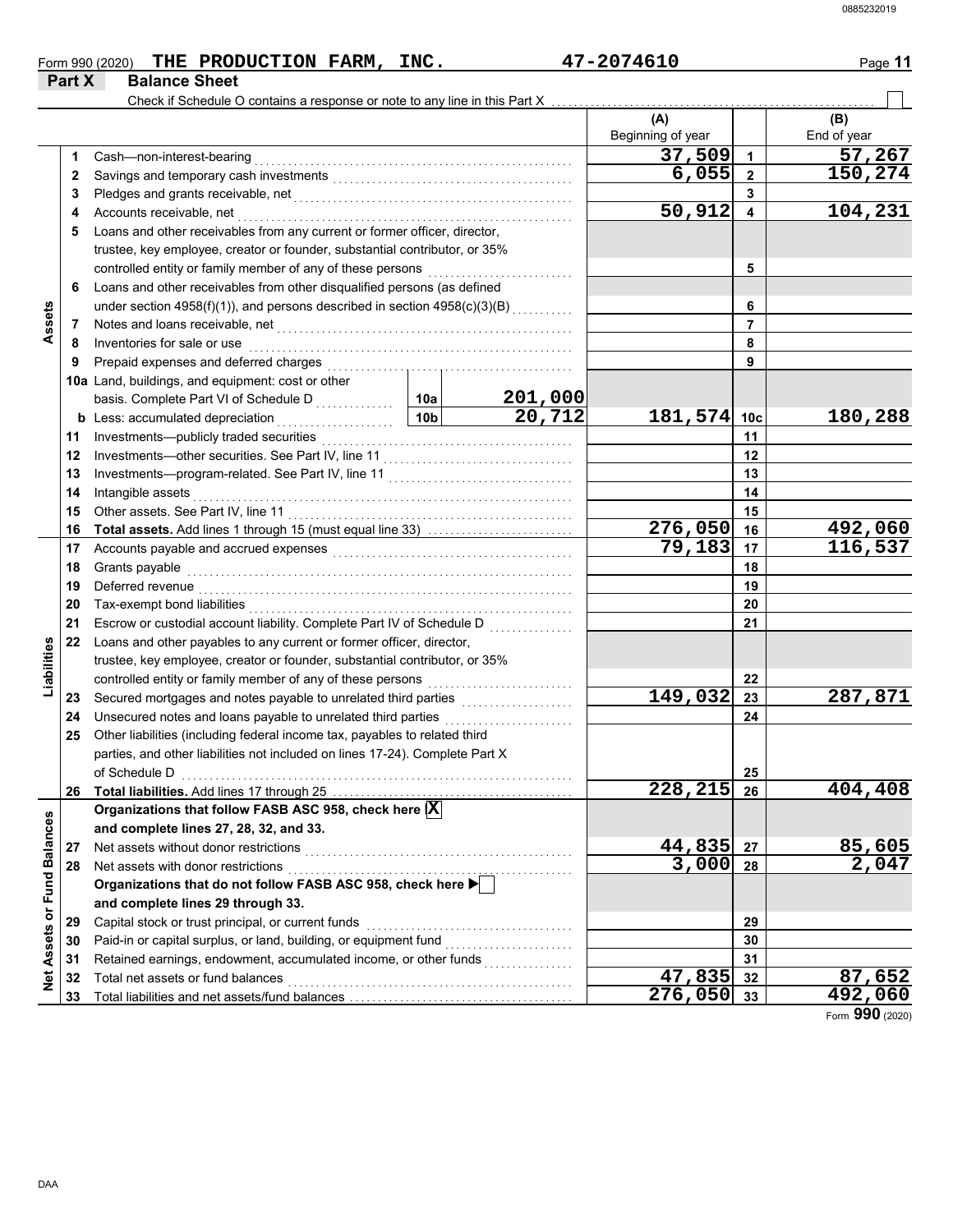Form 990 (2020) **THE PRODUCTION FARM, INC.** **47-2074610** Page **11**

## Part X Balance Sheet

Check if Schedule O contains a response or note to any line in this Part X ☐

| Section | Line | Description | | (A) Beginning of year | Line | (B) End of year |
|---|---|---|---|---|---|---|
| Assets | 1 | Cash—non-interest-bearing | | 37,509 | 1 | 57,267 |
| | 2 | Savings and temporary cash investments | | 6,055 | 2 | 150,274 |
| | 3 | Pledges and grants receivable, net | | | 3 | |
| | 4 | Accounts receivable, net | | 50,912 | 4 | 104,231 |
| | 5 | Loans and other receivables from any current or former officer, director, trustee, key employee, creator or founder, substantial contributor, or 35% controlled entity or family member of any of these persons | | | 5 | |
| | 6 | Loans and other receivables from other disqualified persons (as defined under section 4958(f)(1)), and persons described in section 4958(c)(3)(B) | | | 6 | |
| | 7 | Notes and loans receivable, net | | | 7 | |
| | 8 | Inventories for sale or use | | | 8 | |
| | 9 | Prepaid expenses and deferred charges | | | 9 | |
| | 10a | Land, buildings, and equipment: cost or other basis. Complete Part VI of Schedule D | 10a 201,000 | | | |
| | b | Less: accumulated depreciation | 10b 20,712 | 181,574 | 10c | 180,288 |
| | 11 | Investments—publicly traded securities | | | 11 | |
| | 12 | Investments—other securities. See Part IV, line 11 | | | 12 | |
| | 13 | Investments—program-related. See Part IV, line 11 | | | 13 | |
| | 14 | Intangible assets | | | 14 | |
| | 15 | Other assets. See Part IV, line 11 | | | 15 | |
| | 16 | **Total assets.** Add lines 1 through 15 (must equal line 33) | | 276,050 | 16 | 492,060 |
| Liabilities | 17 | Accounts payable and accrued expenses | | 79,183 | 17 | 116,537 |
| | 18 | Grants payable | | | 18 | |
| | 19 | Deferred revenue | | | 19 | |
| | 20 | Tax-exempt bond liabilities | | | 20 | |
| | 21 | Escrow or custodial account liability. Complete Part IV of Schedule D | | | 21 | |
| | 22 | Loans and other payables to any current or former officer, director, trustee, key employee, creator or founder, substantial contributor, or 35% controlled entity or family member of any of these persons | | | 22 | |
| | 23 | Secured mortgages and notes payable to unrelated third parties | | 149,032 | 23 | 287,871 |
| | 24 | Unsecured notes and loans payable to unrelated third parties | | | 24 | |
| | 25 | Other liabilities (including federal income tax, payables to related third parties, and other liabilities not included on lines 17-24). Complete Part X of Schedule D | | | 25 | |
| | 26 | **Total liabilities.** Add lines 17 through 25 | | 228,215 | 26 | 404,408 |
| Net Assets or Fund Balances | | **Organizations that follow FASB ASC 958, check here** ☒ **and complete lines 27, 28, 32, and 33.** | | | | |
| | 27 | Net assets without donor restrictions | | 44,835 | 27 | 85,605 |
| | 28 | Net assets with donor restrictions | | 3,000 | 28 | 2,047 |
| | | **Organizations that do not follow FASB ASC 958, check here** ☐ **and complete lines 29 through 33.** | | | | |
| | 29 | Capital stock or trust principal, or current funds | | | 29 | |
| | 30 | Paid-in or capital surplus, or land, building, or equipment fund | | | 30 | |
| | 31 | Retained earnings, endowment, accumulated income, or other funds | | | 31 | |
| | 32 | Total net assets or fund balances | | 47,835 | 32 | 87,652 |
| | 33 | Total liabilities and net assets/fund balances | | 276,050 | 33 | 492,060 |

Form **990** (2020)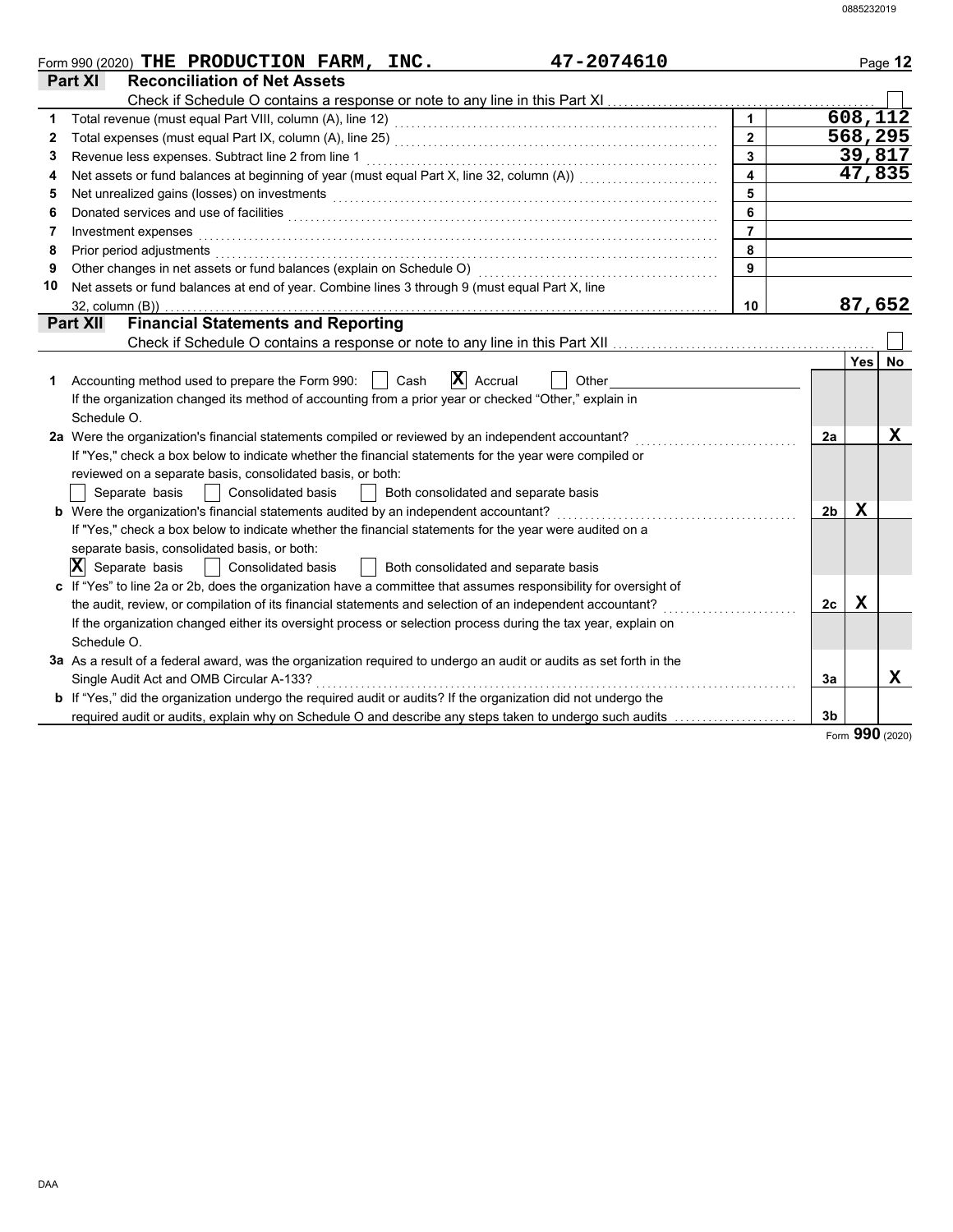Form 990 (2020) **THE PRODUCTION FARM, INC.** **47-2074610**

## Part XI Reconciliation of Net Assets

Check if Schedule O contains a response or note to any line in this Part XI ☐

| | | | |
|---|---|---|---|
| 1 | Total revenue (must equal Part VIII, column (A), line 12) | 1 | 608,112 |
| 2 | Total expenses (must equal Part IX, column (A), line 25) | 2 | 568,295 |
| 3 | Revenue less expenses. Subtract line 2 from line 1 | 3 | 39,817 |
| 4 | Net assets or fund balances at beginning of year (must equal Part X, line 32, column (A)) | 4 | 47,835 |
| 5 | Net unrealized gains (losses) on investments | 5 | |
| 6 | Donated services and use of facilities | 6 | |
| 7 | Investment expenses | 7 | |
| 8 | Prior period adjustments | 8 | |
| 9 | Other changes in net assets or fund balances (explain on Schedule O) | 9 | |
| 10 | Net assets or fund balances at end of year. Combine lines 3 through 9 (must equal Part X, line 32, column (B)) | 10 | 87,652 |

## Part XII Financial Statements and Reporting

Check if Schedule O contains a response or note to any line in this Part XII ☐

| | | | Yes | No |
|---|---|---|---|---|
| 1 | Accounting method used to prepare the Form 990: ☐ Cash ☒ Accrual ☐ Other<br>If the organization changed its method of accounting from a prior year or checked "Other," explain in Schedule O. | | | |
| 2a | Were the organization's financial statements compiled or reviewed by an independent accountant?<br>If "Yes," check a box below to indicate whether the financial statements for the year were compiled or reviewed on a separate basis, consolidated basis, or both:<br>☐ Separate basis ☐ Consolidated basis ☐ Both consolidated and separate basis | 2a | | X |
| b | Were the organization's financial statements audited by an independent accountant?<br>If "Yes," check a box below to indicate whether the financial statements for the year were audited on a separate basis, consolidated basis, or both:<br>☒ Separate basis ☐ Consolidated basis ☐ Both consolidated and separate basis | 2b | X | |
| c | If "Yes" to line 2a or 2b, does the organization have a committee that assumes responsibility for oversight of the audit, review, or compilation of its financial statements and selection of an independent accountant?<br>If the organization changed either its oversight process or selection process during the tax year, explain on Schedule O. | 2c | X | |
| 3a | As a result of a federal award, was the organization required to undergo an audit or audits as set forth in the Single Audit Act and OMB Circular A-133? | 3a | | X |
| b | If "Yes," did the organization undergo the required audit or audits? If the organization did not undergo the required audit or audits, explain why on Schedule O and describe any steps taken to undergo such audits | 3b | | |

Form **990** (2020)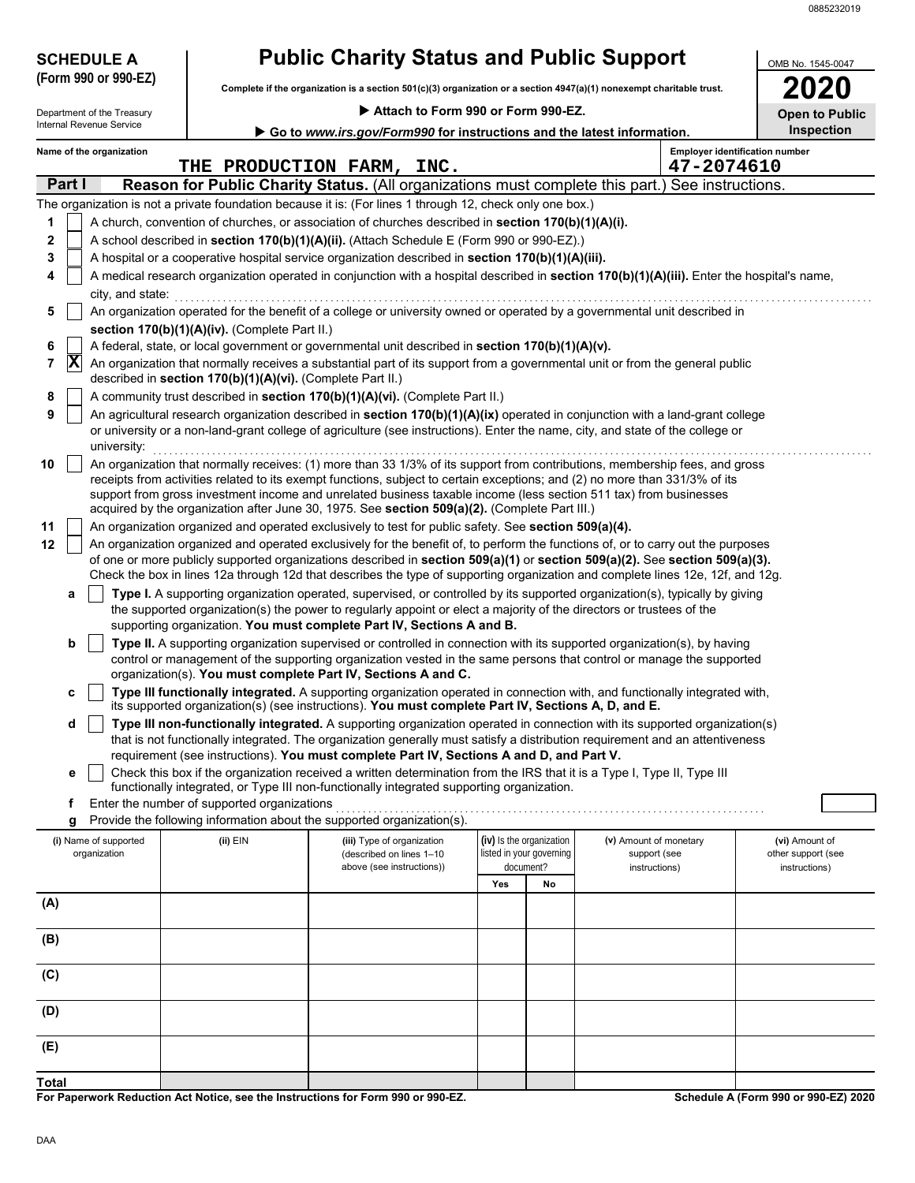0885232019

**SCHEDULE A**
**(Form 990 or 990-EZ)**

Department of the Treasury
Internal Revenue Service

# Public Charity Status and Public Support

**Complete if the organization is a section 501(c)(3) organization or a section 4947(a)(1) nonexempt charitable trust.**

**▶ Attach to Form 990 or Form 990-EZ.**

**▶ Go to *www.irs.gov/Form990* for instructions and the latest information.**

OMB No. 1545-0047

**2020**

**Open to Public Inspection**

**Name of the organization:** THE PRODUCTION FARM, INC.

**Employer identification number:** 47-2074610

## Part I — Reason for Public Charity Status. (All organizations must complete this part.) See instructions.

The organization is not a private foundation because it is: (For lines 1 through 12, check only one box.)

1. [ ] A church, convention of churches, or association of churches described in **section 170(b)(1)(A)(i).**
2. [ ] A school described in **section 170(b)(1)(A)(ii).** (Attach Schedule E (Form 990 or 990-EZ).)
3. [ ] A hospital or a cooperative hospital service organization described in **section 170(b)(1)(A)(iii).**
4. [ ] A medical research organization operated in conjunction with a hospital described in **section 170(b)(1)(A)(iii).** Enter the hospital's name, city, and state:
5. [ ] An organization operated for the benefit of a college or university owned or operated by a governmental unit described in **section 170(b)(1)(A)(iv).** (Complete Part II.)
6. [ ] A federal, state, or local government or governmental unit described in **section 170(b)(1)(A)(v).**
7. [X] An organization that normally receives a substantial part of its support from a governmental unit or from the general public described in **section 170(b)(1)(A)(vi).** (Complete Part II.)
8. [ ] A community trust described in **section 170(b)(1)(A)(vi).** (Complete Part II.)
9. [ ] An agricultural research organization described in **section 170(b)(1)(A)(ix)** operated in conjunction with a land-grant college or university or a non-land-grant college of agriculture (see instructions). Enter the name, city, and state of the college or university:
10. [ ] An organization that normally receives: (1) more than 33 1/3% of its support from contributions, membership fees, and gross receipts from activities related to its exempt functions, subject to certain exceptions; and (2) no more than 331/3% of its support from gross investment income and unrelated business taxable income (less section 511 tax) from businesses acquired by the organization after June 30, 1975. See **section 509(a)(2).** (Complete Part III.)
11. [ ] An organization organized and operated exclusively to test for public safety. See **section 509(a)(4).**
12. [ ] An organization organized and operated exclusively for the benefit of, to perform the functions of, or to carry out the purposes of one or more publicly supported organizations described in **section 509(a)(1)** or **section 509(a)(2).** See **section 509(a)(3).** Check the box in lines 12a through 12d that describes the type of supporting organization and complete lines 12e, 12f, and 12g.
   - **a** [ ] **Type I.** A supporting organization operated, supervised, or controlled by its supported organization(s), typically by giving the supported organization(s) the power to regularly appoint or elect a majority of the directors or trustees of the supporting organization. **You must complete Part IV, Sections A and B.**
   - **b** [ ] **Type II.** A supporting organization supervised or controlled in connection with its supported organization(s), by having control or management of the supporting organization vested in the same persons that control or manage the supported organization(s). **You must complete Part IV, Sections A and C.**
   - **c** [ ] **Type III functionally integrated.** A supporting organization operated in connection with, and functionally integrated with, its supported organization(s) (see instructions). **You must complete Part IV, Sections A, D, and E.**
   - **d** [ ] **Type III non-functionally integrated.** A supporting organization operated in connection with its supported organization(s) that is not functionally integrated. The organization generally must satisfy a distribution requirement and an attentiveness requirement (see instructions). **You must complete Part IV, Sections A and D, and Part V.**
   - **e** [ ] Check this box if the organization received a written determination from the IRS that it is a Type I, Type II, Type III functionally integrated, or Type III non-functionally integrated supporting organization.
   - **f** Enter the number of supported organizations
   - **g** Provide the following information about the supported organization(s).

| (i) Name of supported organization | (ii) EIN | (iii) Type of organization (described on lines 1–10 above (see instructions)) | (iv) Is the organization listed in your governing document? Yes | No | (v) Amount of monetary support (see instructions) | (vi) Amount of other support (see instructions) |
|---|---|---|---|---|---|---|
| (A) | | | | | | |
| (B) | | | | | | |
| (C) | | | | | | |
| (D) | | | | | | |
| (E) | | | | | | |
| Total | | | | | | |

**For Paperwork Reduction Act Notice, see the Instructions for Form 990 or 990-EZ.** **Schedule A (Form 990 or 990-EZ) 2020**

DAA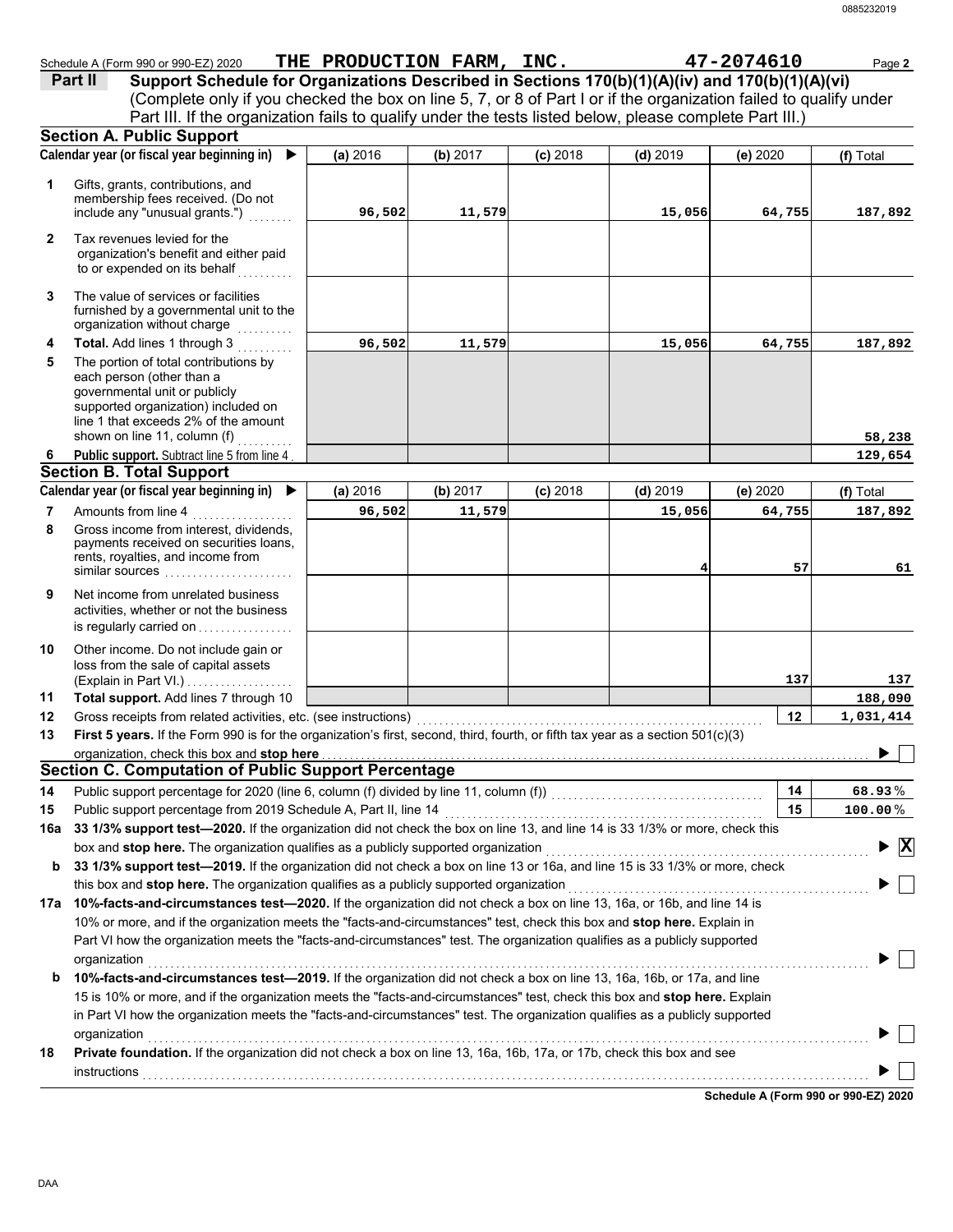Schedule A (Form 990 or 990-EZ) 2020 **THE PRODUCTION FARM, INC.** **47-2074610** Page **2**

## Part II — Support Schedule for Organizations Described in Sections 170(b)(1)(A)(iv) and 170(b)(1)(A)(vi)

(Complete only if you checked the box on line 5, 7, or 8 of Part I or if the organization failed to qualify under Part III. If the organization fails to qualify under the tests listed below, please complete Part III.)

### Section A. Public Support

| | Calendar year (or fiscal year beginning in) ▶ | (a) 2016 | (b) 2017 | (c) 2018 | (d) 2019 | (e) 2020 | (f) Total |
|---|---|---|---|---|---|---|---|
| 1 | Gifts, grants, contributions, and membership fees received. (Do not include any "unusual grants.") | 96,502 | 11,579 | | 15,056 | 64,755 | 187,892 |
| 2 | Tax revenues levied for the organization's benefit and either paid to or expended on its behalf | | | | | | |
| 3 | The value of services or facilities furnished by a governmental unit to the organization without charge | | | | | | |
| 4 | **Total.** Add lines 1 through 3 | 96,502 | 11,579 | | 15,056 | 64,755 | 187,892 |
| 5 | The portion of total contributions by each person (other than a governmental unit or publicly supported organization) included on line 1 that exceeds 2% of the amount shown on line 11, column (f) | | | | | | 58,238 |
| 6 | **Public support.** Subtract line 5 from line 4 | | | | | | 129,654 |

### Section B. Total Support

| | Calendar year (or fiscal year beginning in) ▶ | (a) 2016 | (b) 2017 | (c) 2018 | (d) 2019 | (e) 2020 | (f) Total |
|---|---|---|---|---|---|---|---|
| 7 | Amounts from line 4 | 96,502 | 11,579 | | 15,056 | 64,755 | 187,892 |
| 8 | Gross income from interest, dividends, payments received on securities loans, rents, royalties, and income from similar sources | | | | 4 | 57 | 61 |
| 9 | Net income from unrelated business activities, whether or not the business is regularly carried on | | | | | | |
| 10 | Other income. Do not include gain or loss from the sale of capital assets (Explain in Part VI.) | | | | | 137 | 137 |
| 11 | **Total support.** Add lines 7 through 10 | | | | | | 188,090 |
| 12 | Gross receipts from related activities, etc. (see instructions) | | | | | 12 | 1,031,414 |

**13** **First 5 years.** If the Form 990 is for the organization's first, second, third, fourth, or fifth tax year as a section 501(c)(3) organization, check this box and **stop here** ▶ ☐

### Section C. Computation of Public Support Percentage

| | | | |
|---|---|---|---|
| 14 | Public support percentage for 2020 (line 6, column (f) divided by line 11, column (f)) | 14 | 68.93 % |
| 15 | Public support percentage from 2019 Schedule A, Part II, line 14 | 15 | 100.00 % |

**16a** **33 1/3% support test—2020.** If the organization did not check the box on line 13, and line 14 is 33 1/3% or more, check this box and **stop here.** The organization qualifies as a publicly supported organization ▶ ☒

**b** **33 1/3% support test—2019.** If the organization did not check a box on line 13 or 16a, and line 15 is 33 1/3% or more, check this box and **stop here.** The organization qualifies as a publicly supported organization ▶ ☐

**17a** **10%-facts-and-circumstances test—2020.** If the organization did not check a box on line 13, 16a, or 16b, and line 14 is 10% or more, and if the organization meets the "facts-and-circumstances" test, check this box and **stop here.** Explain in Part VI how the organization meets the "facts-and-circumstances" test. The organization qualifies as a publicly supported organization ▶ ☐

**b** **10%-facts-and-circumstances test—2019.** If the organization did not check a box on line 13, 16a, 16b, or 17a, and line 15 is 10% or more, and if the organization meets the "facts-and-circumstances" test, check this box and **stop here.** Explain in Part VI how the organization meets the "facts-and-circumstances" test. The organization qualifies as a publicly supported organization ▶ ☐

**18** **Private foundation.** If the organization did not check a box on line 13, 16a, 16b, 17a, or 17b, check this box and see instructions ▶ ☐

**Schedule A (Form 990 or 990-EZ) 2020**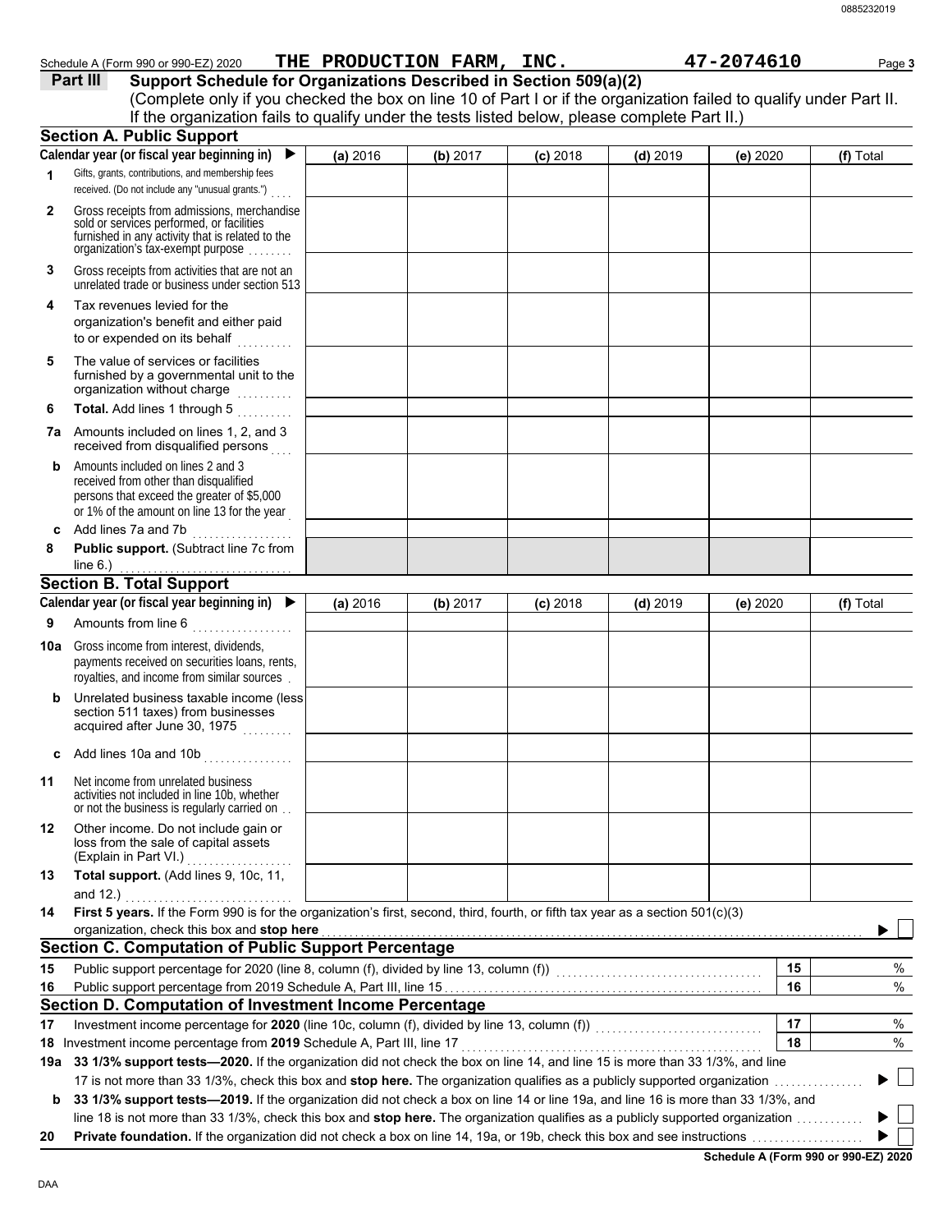Schedule A (Form 990 or 990-EZ) 2020 **THE PRODUCTION FARM, INC.** **47-2074610** Page **3**

## Part III Support Schedule for Organizations Described in Section 509(a)(2)

(Complete only if you checked the box on line 10 of Part I or if the organization failed to qualify under Part II. If the organization fails to qualify under the tests listed below, please complete Part II.)

### Section A. Public Support

| Calendar year (or fiscal year beginning in) ▶ | (a) 2016 | (b) 2017 | (c) 2018 | (d) 2019 | (e) 2020 | (f) Total |
|---|---|---|---|---|---|---|
| **1** Gifts, grants, contributions, and membership fees received. (Do not include any "unusual grants.") | | | | | | |
| **2** Gross receipts from admissions, merchandise sold or services performed, or facilities furnished in any activity that is related to the organization's tax-exempt purpose | | | | | | |
| **3** Gross receipts from activities that are not an unrelated trade or business under section 513 | | | | | | |
| **4** Tax revenues levied for the organization's benefit and either paid to or expended on its behalf | | | | | | |
| **5** The value of services or facilities furnished by a governmental unit to the organization without charge | | | | | | |
| **6** **Total.** Add lines 1 through 5 | | | | | | |
| **7a** Amounts included on lines 1, 2, and 3 received from disqualified persons | | | | | | |
| **b** Amounts included on lines 2 and 3 received from other than disqualified persons that exceed the greater of $5,000 or 1% of the amount on line 13 for the year | | | | | | |
| **c** Add lines 7a and 7b | | | | | | |
| **8** **Public support.** (Subtract line 7c from line 6.) | | | | | | |

### Section B. Total Support

| Calendar year (or fiscal year beginning in) ▶ | (a) 2016 | (b) 2017 | (c) 2018 | (d) 2019 | (e) 2020 | (f) Total |
|---|---|---|---|---|---|---|
| **9** Amounts from line 6 | | | | | | |
| **10a** Gross income from interest, dividends, payments received on securities loans, rents, royalties, and income from similar sources | | | | | | |
| **b** Unrelated business taxable income (less section 511 taxes) from businesses acquired after June 30, 1975 | | | | | | |
| **c** Add lines 10a and 10b | | | | | | |
| **11** Net income from unrelated business activities not included in line 10b, whether or not the business is regularly carried on | | | | | | |
| **12** Other income. Do not include gain or loss from the sale of capital assets (Explain in Part VI.) | | | | | | |
| **13** **Total support.** (Add lines 9, 10c, 11, and 12.) | | | | | | |

**14** **First 5 years.** If the Form 990 is for the organization's first, second, third, fourth, or fifth tax year as a section 501(c)(3) organization, check this box and **stop here** ▶ ☐

### Section C. Computation of Public Support Percentage

| | | | |
|---|---|---|---|
| **15** | Public support percentage for 2020 (line 8, column (f), divided by line 13, column (f)) | **15** | % |
| **16** | Public support percentage from 2019 Schedule A, Part III, line 15 | **16** | % |

### Section D. Computation of Investment Income Percentage

| | | | |
|---|---|---|---|
| **17** | Investment income percentage for **2020** (line 10c, column (f), divided by line 13, column (f)) | **17** | % |
| **18** | Investment income percentage from **2019** Schedule A, Part III, line 17 | **18** | % |

**19a** **33 1/3% support tests—2020.** If the organization did not check the box on line 14, and line 15 is more than 33 1/3%, and line 17 is not more than 33 1/3%, check this box and **stop here.** The organization qualifies as a publicly supported organization ▶ ☐

**b** **33 1/3% support tests—2019.** If the organization did not check a box on line 14 or line 19a, and line 16 is more than 33 1/3%, and line 18 is not more than 33 1/3%, check this box and **stop here.** The organization qualifies as a publicly supported organization ▶ ☐

**20** **Private foundation.** If the organization did not check a box on line 14, 19a, or 19b, check this box and see instructions ▶ ☐

**Schedule A (Form 990 or 990-EZ) 2020**

DAA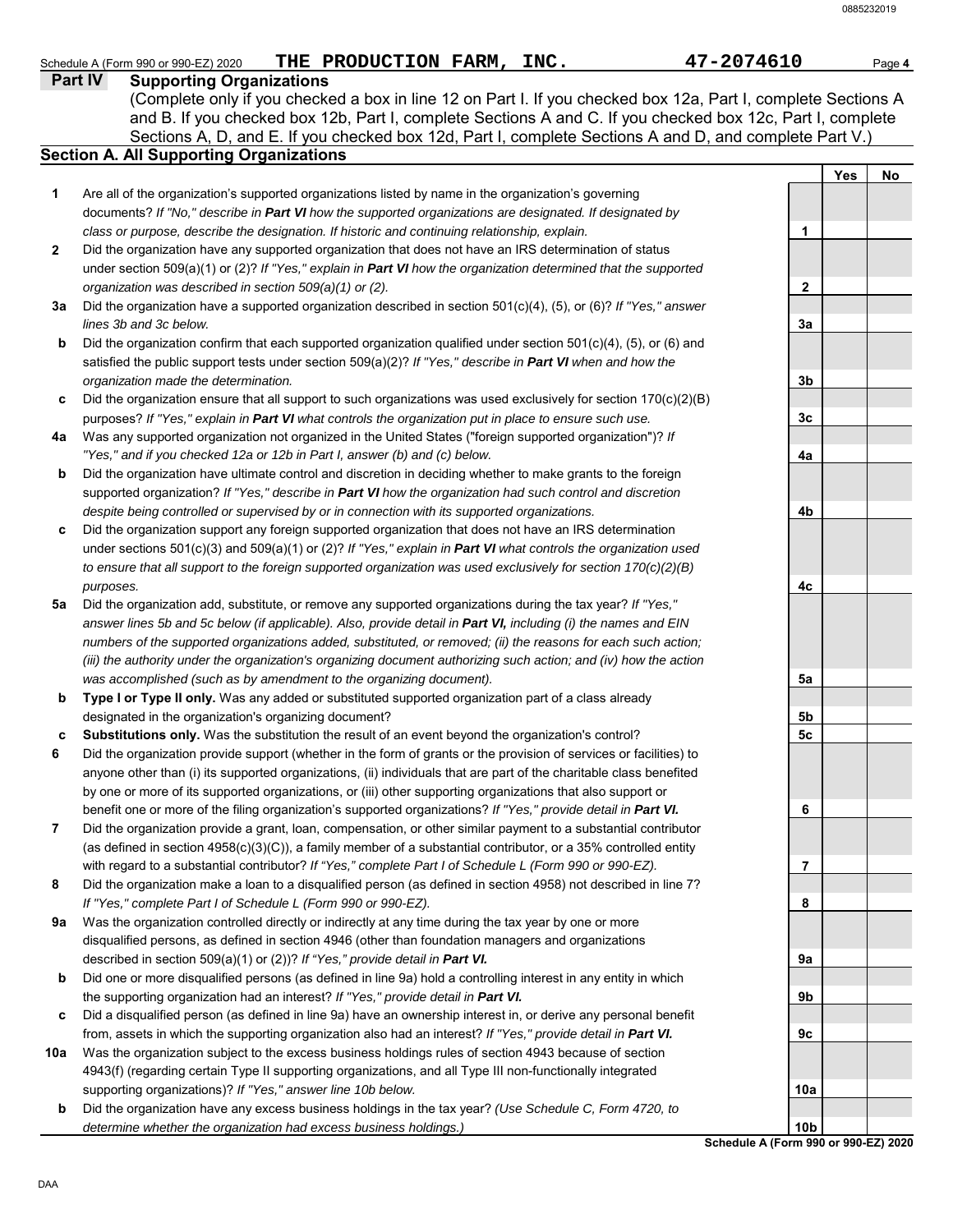Schedule A (Form 990 or 990-EZ) 2020 **THE PRODUCTION FARM, INC.** **47-2074610** Page **4**

## Part IV Supporting Organizations

(Complete only if you checked a box in line 12 on Part I. If you checked box 12a, Part I, complete Sections A and B. If you checked box 12b, Part I, complete Sections A and C. If you checked box 12c, Part I, complete Sections A, D, and E. If you checked box 12d, Part I, complete Sections A and D, and complete Part V.)

### Section A. All Supporting Organizations

| | | | Yes | No |
|---|---|---|---|---|
| **1** | Are all of the organization's supported organizations listed by name in the organization's governing documents? *If "No," describe in **Part VI** how the supported organizations are designated. If designated by class or purpose, describe the designation. If historic and continuing relationship, explain.* | **1** | | |
| **2** | Did the organization have any supported organization that does not have an IRS determination of status under section 509(a)(1) or (2)? *If "Yes," explain in **Part VI** how the organization determined that the supported organization was described in section 509(a)(1) or (2).* | **2** | | |
| **3a** | Did the organization have a supported organization described in section 501(c)(4), (5), or (6)? *If "Yes," answer lines 3b and 3c below.* | **3a** | | |
| **b** | Did the organization confirm that each supported organization qualified under section 501(c)(4), (5), or (6) and satisfied the public support tests under section 509(a)(2)? *If "Yes," describe in **Part VI** when and how the organization made the determination.* | **3b** | | |
| **c** | Did the organization ensure that all support to such organizations was used exclusively for section 170(c)(2)(B) purposes? *If "Yes," explain in **Part VI** what controls the organization put in place to ensure such use.* | **3c** | | |
| **4a** | Was any supported organization not organized in the United States ("foreign supported organization")? *If "Yes," and if you checked 12a or 12b in Part I, answer (b) and (c) below.* | **4a** | | |
| **b** | Did the organization have ultimate control and discretion in deciding whether to make grants to the foreign supported organization? *If "Yes," describe in **Part VI** how the organization had such control and discretion despite being controlled or supervised by or in connection with its supported organizations.* | **4b** | | |
| **c** | Did the organization support any foreign supported organization that does not have an IRS determination under sections 501(c)(3) and 509(a)(1) or (2)? *If "Yes," explain in **Part VI** what controls the organization used to ensure that all support to the foreign supported organization was used exclusively for section 170(c)(2)(B) purposes.* | **4c** | | |
| **5a** | Did the organization add, substitute, or remove any supported organizations during the tax year? *If "Yes," answer lines 5b and 5c below (if applicable). Also, provide detail in **Part VI,** including (i) the names and EIN numbers of the supported organizations added, substituted, or removed; (ii) the reasons for each such action; (iii) the authority under the organization's organizing document authorizing such action; and (iv) how the action was accomplished (such as by amendment to the organizing document).* | **5a** | | |
| **b** | **Type I or Type II only.** Was any added or substituted supported organization part of a class already designated in the organization's organizing document? | **5b** | | |
| **c** | **Substitutions only.** Was the substitution the result of an event beyond the organization's control? | **5c** | | |
| **6** | Did the organization provide support (whether in the form of grants or the provision of services or facilities) to anyone other than (i) its supported organizations, (ii) individuals that are part of the charitable class benefited by one or more of its supported organizations, or (iii) other supporting organizations that also support or benefit one or more of the filing organization's supported organizations? *If "Yes," provide detail in **Part VI.*** | **6** | | |
| **7** | Did the organization provide a grant, loan, compensation, or other similar payment to a substantial contributor (as defined in section 4958(c)(3)(C)), a family member of a substantial contributor, or a 35% controlled entity with regard to a substantial contributor? *If "Yes," complete Part I of Schedule L (Form 990 or 990-EZ).* | **7** | | |
| **8** | Did the organization make a loan to a disqualified person (as defined in section 4958) not described in line 7? *If "Yes," complete Part I of Schedule L (Form 990 or 990-EZ).* | **8** | | |
| **9a** | Was the organization controlled directly or indirectly at any time during the tax year by one or more disqualified persons, as defined in section 4946 (other than foundation managers and organizations described in section 509(a)(1) or (2))? *If "Yes," provide detail in **Part VI.*** | **9a** | | |
| **b** | Did one or more disqualified persons (as defined in line 9a) hold a controlling interest in any entity in which the supporting organization had an interest? *If "Yes," provide detail in **Part VI.*** | **9b** | | |
| **c** | Did a disqualified person (as defined in line 9a) have an ownership interest in, or derive any personal benefit from, assets in which the supporting organization also had an interest? *If "Yes," provide detail in **Part VI.*** | **9c** | | |
| **10a** | Was the organization subject to the excess business holdings rules of section 4943 because of section 4943(f) (regarding certain Type II supporting organizations, and all Type III non-functionally integrated supporting organizations)? *If "Yes," answer line 10b below.* | **10a** | | |
| **b** | Did the organization have any excess business holdings in the tax year? *(Use Schedule C, Form 4720, to determine whether the organization had excess business holdings.)* | **10b** | | |

**Schedule A (Form 990 or 990-EZ) 2020**

DAA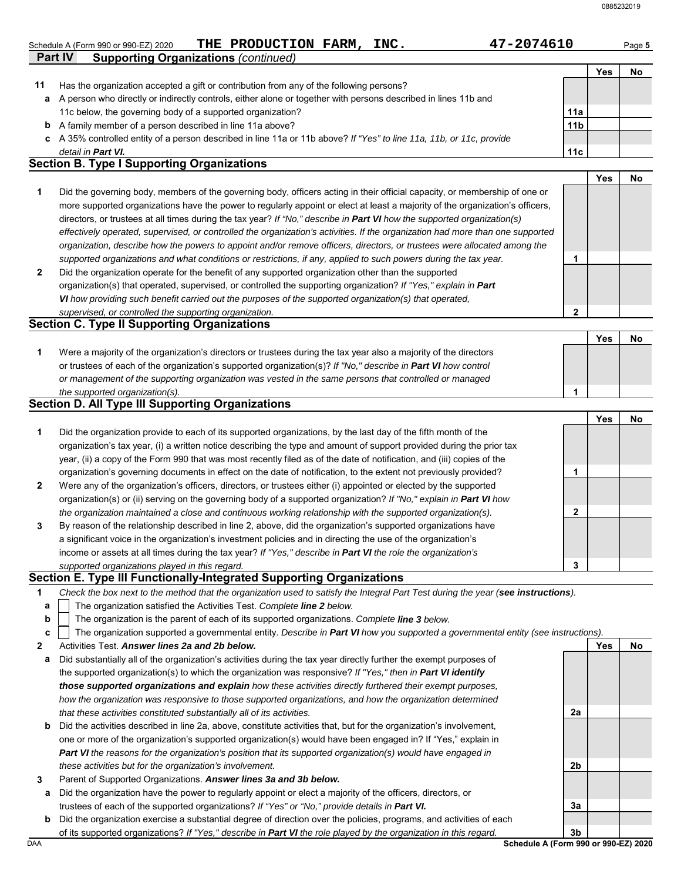Schedule A (Form 990 or 990-EZ) 2020 **THE PRODUCTION FARM, INC.** **47-2074610**

## Part IV Supporting Organizations *(continued)*

| | | | Yes | No |
|---|---|---|---|---|
| **11** | Has the organization accepted a gift or contribution from any of the following persons? | | | |
| **a** | A person who directly or indirectly controls, either alone or together with persons described in lines 11b and 11c below, the governing body of a supported organization? | **11a** | | |
| **b** | A family member of a person described in line 11a above? | **11b** | | |
| **c** | A 35% controlled entity of a person described in line 11a or 11b above? *If "Yes" to line 11a, 11b, or 11c, provide detail in **Part VI**.* | **11c** | | |

### Section B. Type I Supporting Organizations

| | | | Yes | No |
|---|---|---|---|---|
| **1** | Did the governing body, members of the governing body, officers acting in their official capacity, or membership of one or more supported organizations have the power to regularly appoint or elect at least a majority of the organization's officers, directors, or trustees at all times during the tax year? *If "No," describe in **Part VI** how the supported organization(s) effectively operated, supervised, or controlled the organization's activities. If the organization had more than one supported organization, describe how the powers to appoint and/or remove officers, directors, or trustees were allocated among the supported organizations and what conditions or restrictions, if any, applied to such powers during the tax year.* | **1** | | |
| **2** | Did the organization operate for the benefit of any supported organization other than the supported organization(s) that operated, supervised, or controlled the supporting organization? *If "Yes," explain in **Part VI** how providing such benefit carried out the purposes of the supported organization(s) that operated, supervised, or controlled the supporting organization.* | **2** | | |

### Section C. Type II Supporting Organizations

| | | | Yes | No |
|---|---|---|---|---|
| **1** | Were a majority of the organization's directors or trustees during the tax year also a majority of the directors or trustees of each of the organization's supported organization(s)? *If "No," describe in **Part VI** how control or management of the supporting organization was vested in the same persons that controlled or managed the supported organization(s).* | **1** | | |

### Section D. All Type III Supporting Organizations

| | | | Yes | No |
|---|---|---|---|---|
| **1** | Did the organization provide to each of its supported organizations, by the last day of the fifth month of the organization's tax year, (i) a written notice describing the type and amount of support provided during the prior tax year, (ii) a copy of the Form 990 that was most recently filed as of the date of notification, and (iii) copies of the organization's governing documents in effect on the date of notification, to the extent not previously provided? | **1** | | |
| **2** | Were any of the organization's officers, directors, or trustees either (i) appointed or elected by the supported organization(s) or (ii) serving on the governing body of a supported organization? *If "No," explain in **Part VI** how the organization maintained a close and continuous working relationship with the supported organization(s).* | **2** | | |
| **3** | By reason of the relationship described in line 2, above, did the organization's supported organizations have a significant voice in the organization's investment policies and in directing the use of the organization's income or assets at all times during the tax year? *If "Yes," describe in **Part VI** the role the organization's supported organizations played in this regard.* | **3** | | |

### Section E. Type III Functionally-Integrated Supporting Organizations

**1** *Check the box next to the method that the organization used to satisfy the Integral Part Test during the year (**see instructions**).*

- **a** ☐ The organization satisfied the Activities Test. *Complete **line 2** below.*
- **b** ☐ The organization is the parent of each of its supported organizations. *Complete **line 3** below.*
- **c** ☐ The organization supported a governmental entity. *Describe in **Part VI** how you supported a governmental entity (see instructions).*

| | | | Yes | No |
|---|---|---|---|---|
| **2** | Activities Test. ***Answer lines 2a and 2b below.*** | | | |
| **a** | Did substantially all of the organization's activities during the tax year directly further the exempt purposes of the supported organization(s) to which the organization was responsive? *If "Yes," then in **Part VI identify those supported organizations and explain** how these activities directly furthered their exempt purposes, how the organization was responsive to those supported organizations, and how the organization determined that these activities constituted substantially all of its activities.* | **2a** | | |
| **b** | Did the activities described in line 2a, above, constitute activities that, but for the organization's involvement, one or more of the organization's supported organization(s) would have been engaged in? If "Yes," explain in ***Part VI*** *the reasons for the organization's position that its supported organization(s) would have engaged in these activities but for the organization's involvement.* | **2b** | | |
| **3** | Parent of Supported Organizations. ***Answer lines 3a and 3b below.*** | | | |
| **a** | Did the organization have the power to regularly appoint or elect a majority of the officers, directors, or trustees of each of the supported organizations? *If "Yes" or "No," provide details in **Part VI.*** | **3a** | | |
| **b** | Did the organization exercise a substantial degree of direction over the policies, programs, and activities of each of its supported organizations? *If "Yes," describe in **Part VI** the role played by the organization in this regard.* | **3b** | | |

**Schedule A (Form 990 or 990-EZ) 2020**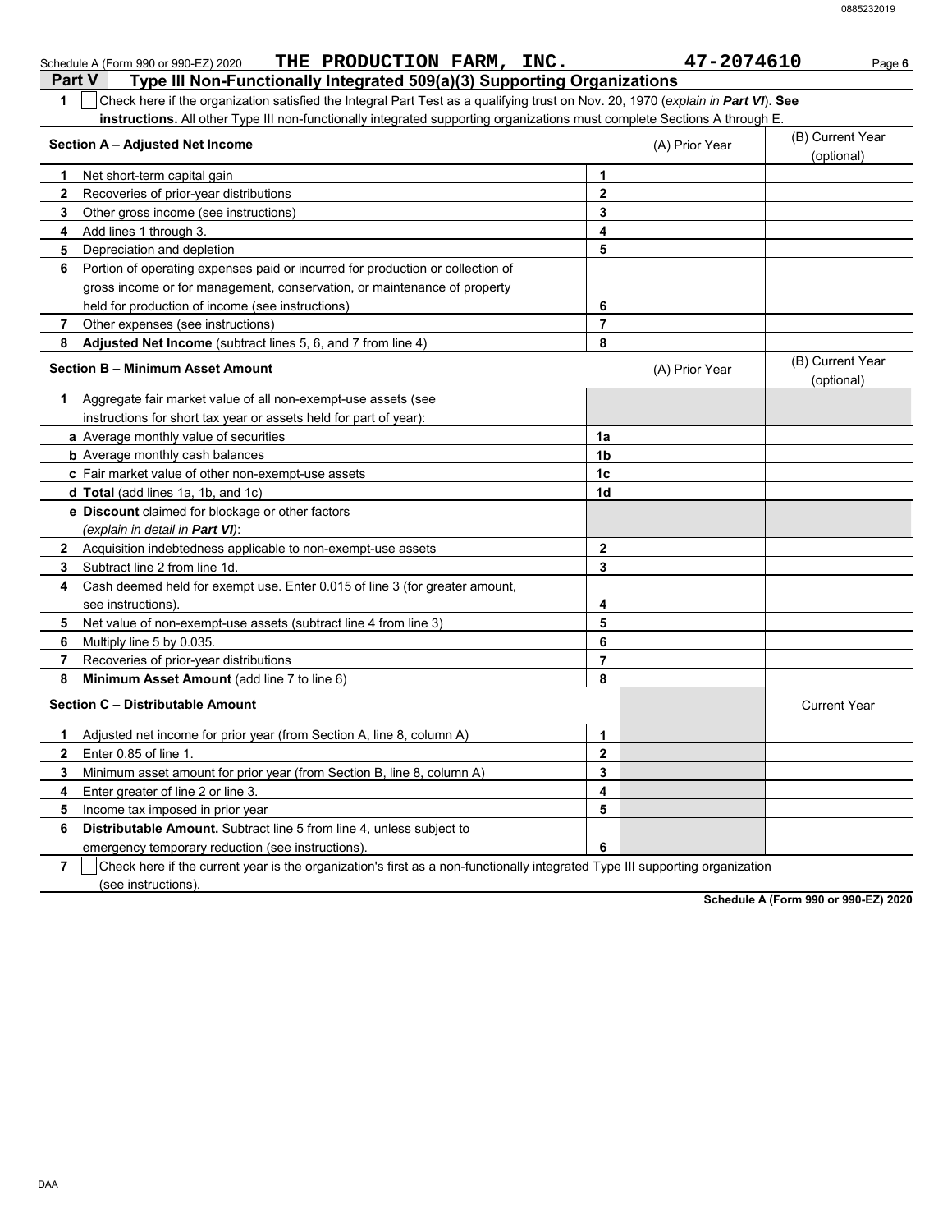Schedule A (Form 990 or 990-EZ) 2020 **THE PRODUCTION FARM, INC.** **47-2074610** Page **6**

## Part V Type III Non-Functionally Integrated 509(a)(3) Supporting Organizations

**1** ☐ Check here if the organization satisfied the Integral Part Test as a qualifying trust on Nov. 20, 1970 (*explain in **Part VI***). **See instructions.** All other Type III non-functionally integrated supporting organizations must complete Sections A through E.

| **Section A – Adjusted Net Income** | | (A) Prior Year | (B) Current Year (optional) |
|---|---|---|---|
| **1** Net short-term capital gain | 1 | | |
| **2** Recoveries of prior-year distributions | 2 | | |
| **3** Other gross income (see instructions) | 3 | | |
| **4** Add lines 1 through 3. | 4 | | |
| **5** Depreciation and depletion | 5 | | |
| **6** Portion of operating expenses paid or incurred for production or collection of gross income or for management, conservation, or maintenance of property held for production of income (see instructions) | 6 | | |
| **7** Other expenses (see instructions) | 7 | | |
| **8** **Adjusted Net Income** (subtract lines 5, 6, and 7 from line 4) | 8 | | |

| **Section B – Minimum Asset Amount** | | (A) Prior Year | (B) Current Year (optional) |
|---|---|---|---|
| **1** Aggregate fair market value of all non-exempt-use assets (see instructions for short tax year or assets held for part of year): | | | |
| **a** Average monthly value of securities | 1a | | |
| **b** Average monthly cash balances | 1b | | |
| **c** Fair market value of other non-exempt-use assets | 1c | | |
| **d** **Total** (add lines 1a, 1b, and 1c) | 1d | | |
| **e** **Discount** claimed for blockage or other factors (*explain in detail in **Part VI***): | | | |
| **2** Acquisition indebtedness applicable to non-exempt-use assets | 2 | | |
| **3** Subtract line 2 from line 1d. | 3 | | |
| **4** Cash deemed held for exempt use. Enter 0.015 of line 3 (for greater amount, see instructions). | 4 | | |
| **5** Net value of non-exempt-use assets (subtract line 4 from line 3) | 5 | | |
| **6** Multiply line 5 by 0.035. | 6 | | |
| **7** Recoveries of prior-year distributions | 7 | | |
| **8** **Minimum Asset Amount** (add line 7 to line 6) | 8 | | |

| **Section C – Distributable Amount** | | | Current Year |
|---|---|---|---|
| **1** Adjusted net income for prior year (from Section A, line 8, column A) | 1 | | |
| **2** Enter 0.85 of line 1. | 2 | | |
| **3** Minimum asset amount for prior year (from Section B, line 8, column A) | 3 | | |
| **4** Enter greater of line 2 or line 3. | 4 | | |
| **5** Income tax imposed in prior year | 5 | | |
| **6** **Distributable Amount.** Subtract line 5 from line 4, unless subject to emergency temporary reduction (see instructions). | 6 | | |

**7** ☐ Check here if the current year is the organization's first as a non-functionally integrated Type III supporting organization (see instructions).

**Schedule A (Form 990 or 990-EZ) 2020**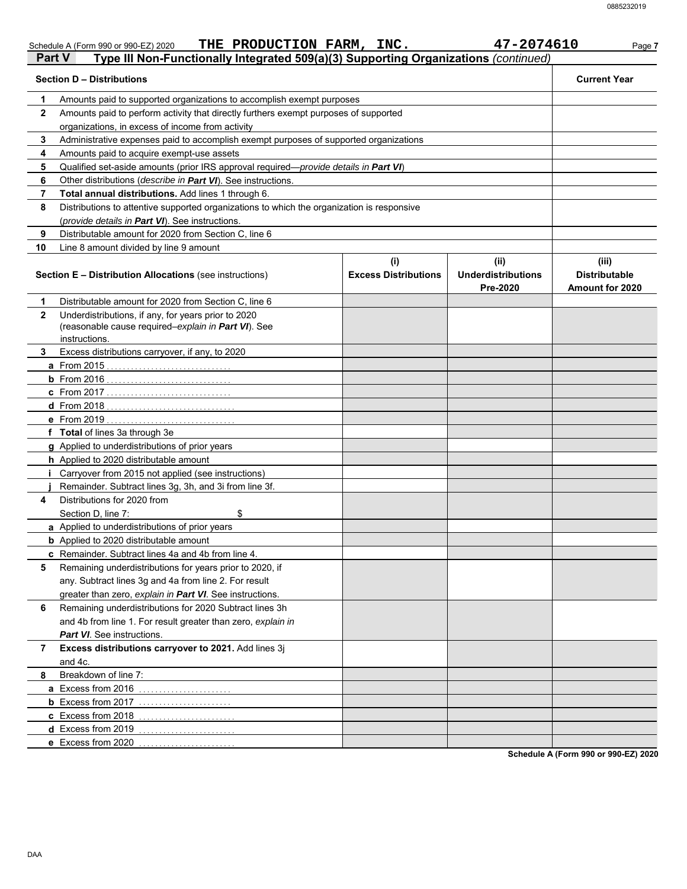Schedule A (Form 990 or 990-EZ) 2020 **THE PRODUCTION FARM, INC.** **47-2074610**

## Part V Type III Non-Functionally Integrated 509(a)(3) Supporting Organizations *(continued)*

| | **Section D – Distributions** | **Current Year** |
|---|---|---|
| **1** | Amounts paid to supported organizations to accomplish exempt purposes | |
| **2** | Amounts paid to perform activity that directly furthers exempt purposes of supported organizations, in excess of income from activity | |
| **3** | Administrative expenses paid to accomplish exempt purposes of supported organizations | |
| **4** | Amounts paid to acquire exempt-use assets | |
| **5** | Qualified set-aside amounts (prior IRS approval required—*provide details in **Part VI***) | |
| **6** | Other distributions (*describe in **Part VI***). See instructions. | |
| **7** | **Total annual distributions.** Add lines 1 through 6. | |
| **8** | Distributions to attentive supported organizations to which the organization is responsive (*provide details in **Part VI***). See instructions. | |
| **9** | Distributable amount for 2020 from Section C, line 6 | |
| **10** | Line 8 amount divided by line 9 amount | |

| | **Section E – Distribution Allocations** (see instructions) | **(i) Excess Distributions** | **(ii) Underdistributions Pre-2020** | **(iii) Distributable Amount for 2020** |
|---|---|---|---|---|
| **1** | Distributable amount for 2020 from Section C, line 6 | | | |
| **2** | Underdistributions, if any, for years prior to 2020 (reasonable cause required–*explain in **Part VI***). See instructions. | | | |
| **3** | Excess distributions carryover, if any, to 2020 | | | |
| **a** | From 2015 | | | |
| **b** | From 2016 | | | |
| **c** | From 2017 | | | |
| **d** | From 2018 | | | |
| **e** | From 2019 | | | |
| **f** | **Total** of lines 3a through 3e | | | |
| **g** | Applied to underdistributions of prior years | | | |
| **h** | Applied to 2020 distributable amount | | | |
| **i** | Carryover from 2015 not applied (see instructions) | | | |
| **j** | Remainder. Subtract lines 3g, 3h, and 3i from line 3f. | | | |
| **4** | Distributions for 2020 from Section D, line 7: $ | | | |
| **a** | Applied to underdistributions of prior years | | | |
| **b** | Applied to 2020 distributable amount | | | |
| **c** | Remainder. Subtract lines 4a and 4b from line 4. | | | |
| **5** | Remaining underdistributions for years prior to 2020, if any. Subtract lines 3g and 4a from line 2. For result greater than zero, *explain in **Part VI***. See instructions. | | | |
| **6** | Remaining underdistributions for 2020 Subtract lines 3h and 4b from line 1. For result greater than zero, *explain in **Part VI***. See instructions. | | | |
| **7** | **Excess distributions carryover to 2021.** Add lines 3j and 4c. | | | |
| **8** | Breakdown of line 7: | | | |
| **a** | Excess from 2016 | | | |
| **b** | Excess from 2017 | | | |
| **c** | Excess from 2018 | | | |
| **d** | Excess from 2019 | | | |
| **e** | Excess from 2020 | | | |

**Schedule A (Form 990 or 990-EZ) 2020**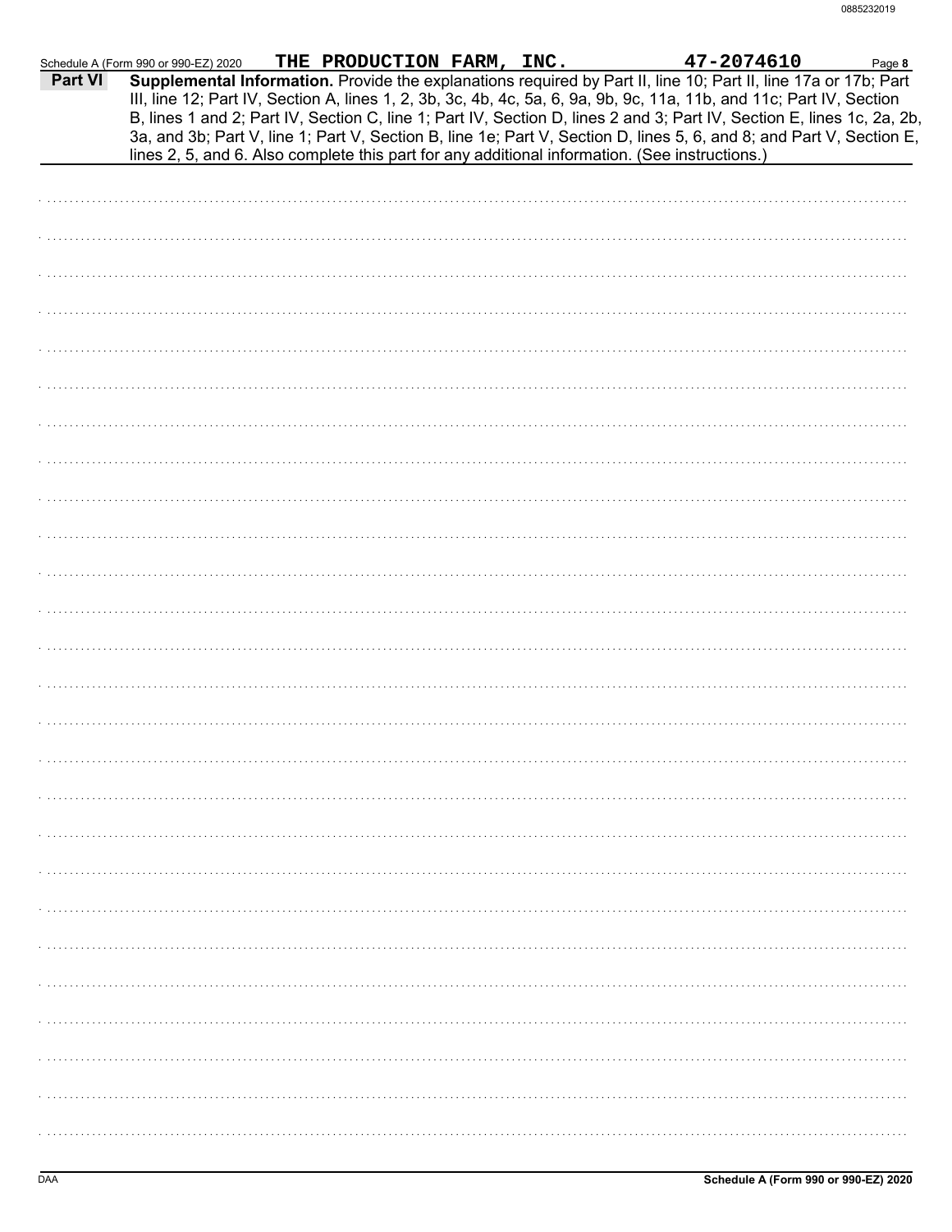Schedule A (Form 990 or 990-EZ) 2020 **THE PRODUCTION FARM, INC.** **47-2074610** Page **8**

**Part VI** **Supplemental Information.** Provide the explanations required by Part II, line 10; Part II, line 17a or 17b; Part III, line 12; Part IV, Section A, lines 1, 2, 3b, 3c, 4b, 4c, 5a, 6, 9a, 9b, 9c, 11a, 11b, and 11c; Part IV, Section B, lines 1 and 2; Part IV, Section C, line 1; Part IV, Section D, lines 2 and 3; Part IV, Section E, lines 1c, 2a, 2b, 3a, and 3b; Part V, line 1; Part V, Section B, line 1e; Part V, Section D, lines 5, 6, and 8; and Part V, Section E, lines 2, 5, and 6. Also complete this part for any additional information. (See instructions.)

DAA **Schedule A (Form 990 or 990-EZ) 2020**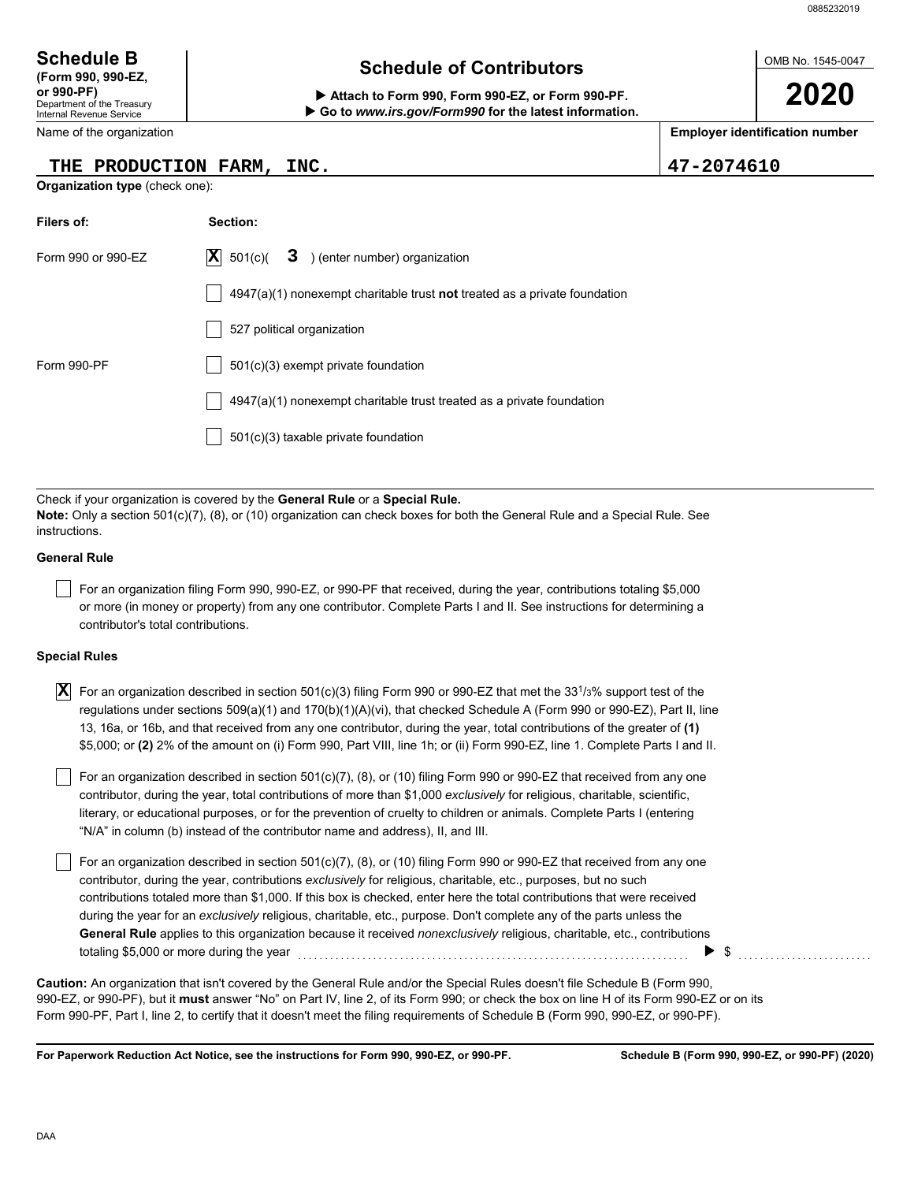# Schedule B
**(Form 990, 990-EZ, or 990-PF)**
Department of the Treasury
Internal Revenue Service

## Schedule of Contributors

▶ **Attach to Form 990, Form 990-EZ, or Form 990-PF.**
▶ **Go to *www.irs.gov/Form990* for the latest information.**

OMB No. 1545-0047

**2020**

Name of the organization: THE PRODUCTION FARM, INC.

**Employer identification number:** 47-2074610

**Organization type** (check one):

| Filers of: | Section: |
|---|---|
| Form 990 or 990-EZ | [X] 501(c)( 3 ) (enter number) organization |
| | [ ] 4947(a)(1) nonexempt charitable trust **not** treated as a private foundation |
| | [ ] 527 political organization |
| Form 990-PF | [ ] 501(c)(3) exempt private foundation |
| | [ ] 4947(a)(1) nonexempt charitable trust treated as a private foundation |
| | [ ] 501(c)(3) taxable private foundation |

Check if your organization is covered by the **General Rule** or a **Special Rule.**
**Note:** Only a section 501(c)(7), (8), or (10) organization can check boxes for both the General Rule and a Special Rule. See instructions.

**General Rule**

[ ] For an organization filing Form 990, 990-EZ, or 990-PF that received, during the year, contributions totaling $5,000 or more (in money or property) from any one contributor. Complete Parts I and II. See instructions for determining a contributor's total contributions.

**Special Rules**

[X] For an organization described in section 501(c)(3) filing Form 990 or 990-EZ that met the 33 1/3% support test of the regulations under sections 509(a)(1) and 170(b)(1)(A)(vi), that checked Schedule A (Form 990 or 990-EZ), Part II, line 13, 16a, or 16b, and that received from any one contributor, during the year, total contributions of the greater of **(1)** $5,000; or **(2)** 2% of the amount on (i) Form 990, Part VIII, line 1h; or (ii) Form 990-EZ, line 1. Complete Parts I and II.

[ ] For an organization described in section 501(c)(7), (8), or (10) filing Form 990 or 990-EZ that received from any one contributor, during the year, total contributions of more than $1,000 *exclusively* for religious, charitable, scientific, literary, or educational purposes, or for the prevention of cruelty to children or animals. Complete Parts I (entering "N/A" in column (b) instead of the contributor name and address), II, and III.

[ ] For an organization described in section 501(c)(7), (8), or (10) filing Form 990 or 990-EZ that received from any one contributor, during the year, contributions *exclusively* for religious, charitable, etc., purposes, but no such contributions totaled more than $1,000. If this box is checked, enter here the total contributions that were received during the year for an *exclusively* religious, charitable, etc., purpose. Don't complete any of the parts unless the **General Rule** applies to this organization because it received *nonexclusively* religious, charitable, etc., contributions totaling $5,000 or more during the year ▶ $ ..........

**Caution:** An organization that isn't covered by the General Rule and/or the Special Rules doesn't file Schedule B (Form 990, 990-EZ, or 990-PF), but it **must** answer "No" on Part IV, line 2, of its Form 990; or check the box on line H of its Form 990-EZ or on its Form 990-PF, Part I, line 2, to certify that it doesn't meet the filing requirements of Schedule B (Form 990, 990-EZ, or 990-PF).

**For Paperwork Reduction Act Notice, see the instructions for Form 990, 990-EZ, or 990-PF.** **Schedule B (Form 990, 990-EZ, or 990-PF) (2020)**

DAA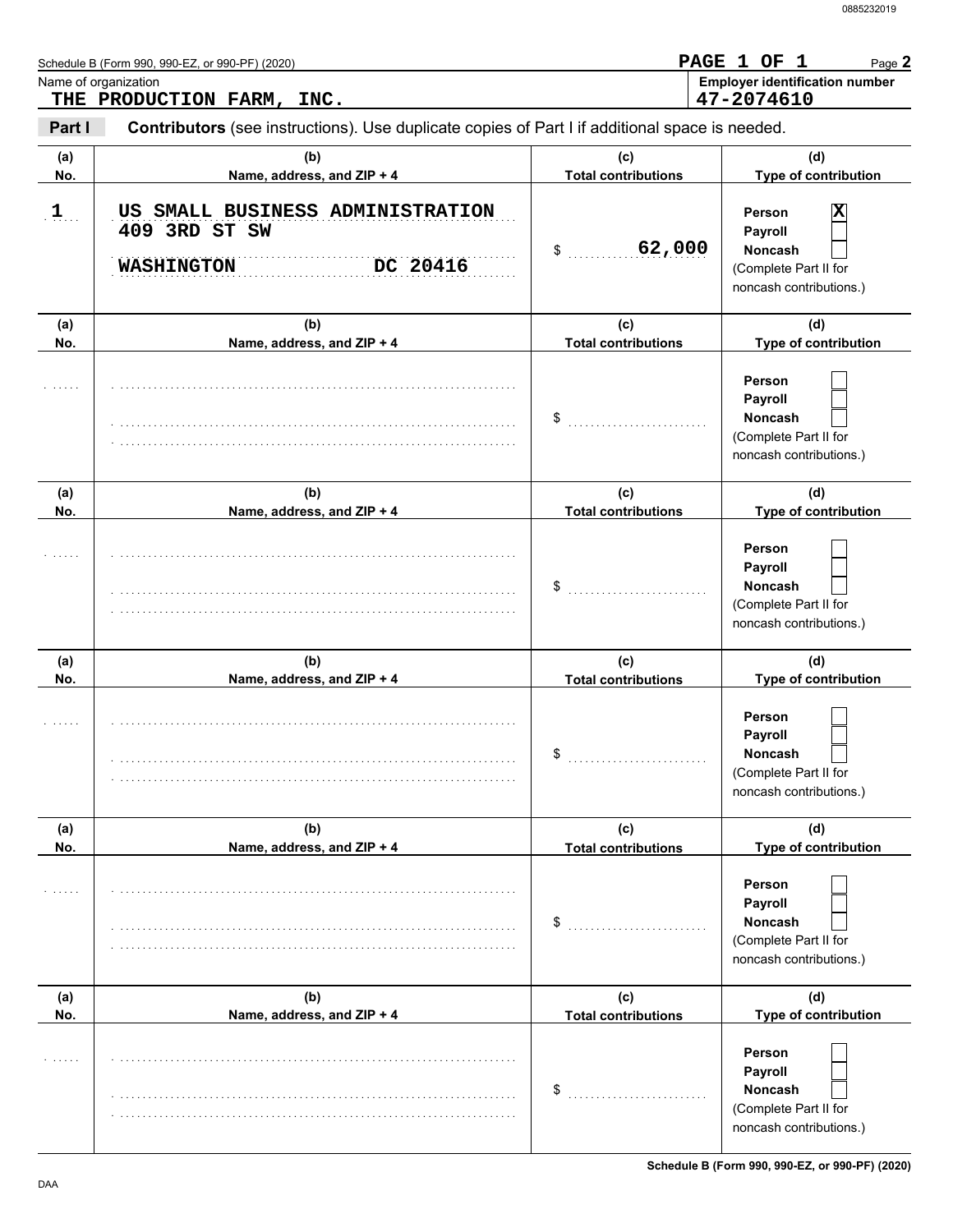Schedule B (Form 990, 990-EZ, or 990-PF) (2020)

**PAGE 1 OF 1**

Name of organization: **THE PRODUCTION FARM, INC.**

**Employer identification number:** 47-2074610

**Part I** **Contributors** (see instructions). Use duplicate copies of Part I if additional space is needed.

| (a) No. | (b) Name, address, and ZIP + 4 | (c) Total contributions | (d) Type of contribution |
|---|---|---|---|
| 1 | US SMALL BUSINESS ADMINISTRATION<br>409 3RD ST SW<br>WASHINGTON DC 20416 | $ 62,000 | Person [X]<br>Payroll [ ]<br>Noncash [ ]<br>(Complete Part II for noncash contributions.) |
| | | $ | Person [ ]<br>Payroll [ ]<br>Noncash [ ]<br>(Complete Part II for noncash contributions.) |
| | | $ | Person [ ]<br>Payroll [ ]<br>Noncash [ ]<br>(Complete Part II for noncash contributions.) |
| | | $ | Person [ ]<br>Payroll [ ]<br>Noncash [ ]<br>(Complete Part II for noncash contributions.) |
| | | $ | Person [ ]<br>Payroll [ ]<br>Noncash [ ]<br>(Complete Part II for noncash contributions.) |
| | | $ | Person [ ]<br>Payroll [ ]<br>Noncash [ ]<br>(Complete Part II for noncash contributions.) |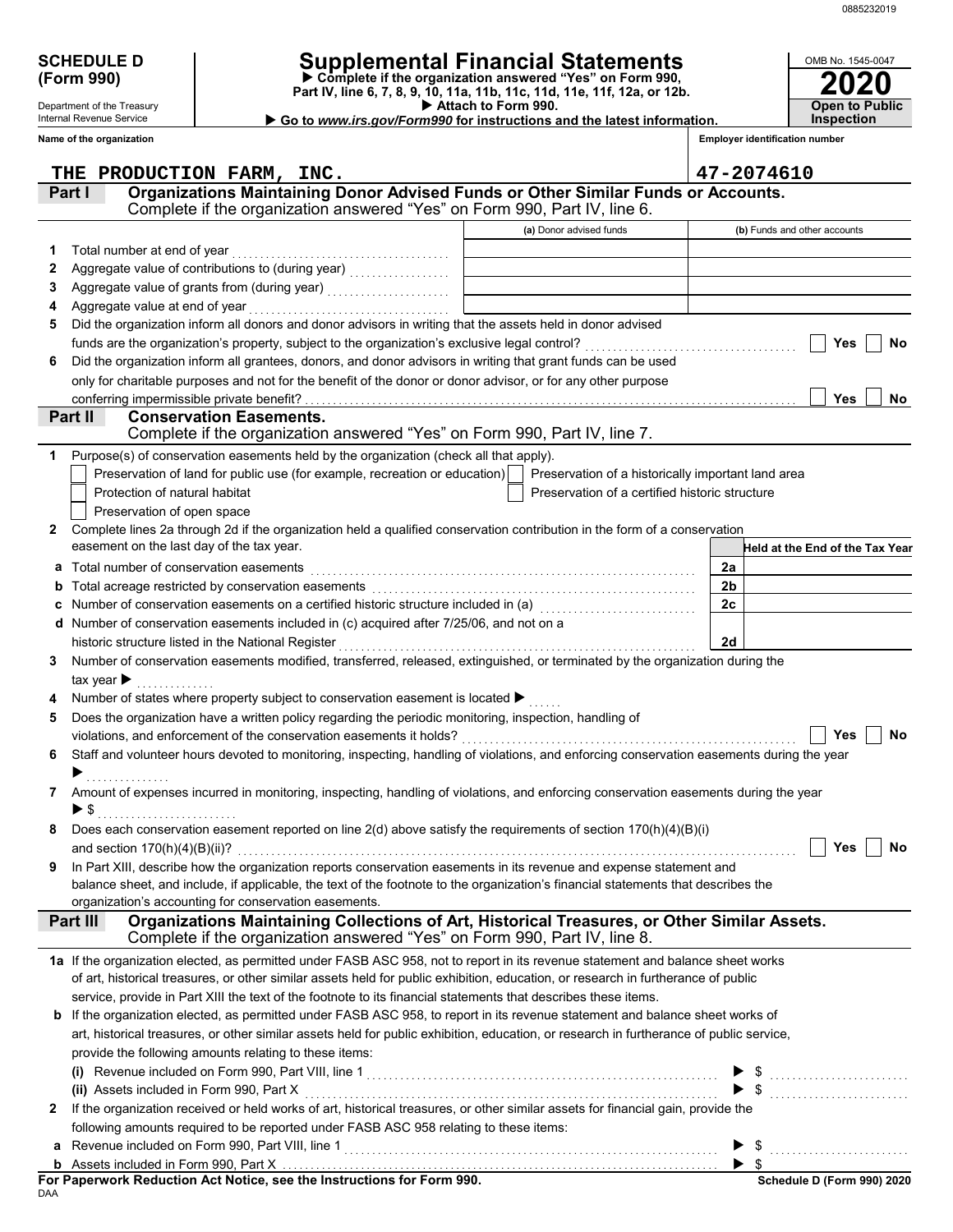**SCHEDULE D (Form 990)**

Department of the Treasury
Internal Revenue Service

# Supplemental Financial Statements

▶ Complete if the organization answered "Yes" on Form 990, Part IV, line 6, 7, 8, 9, 10, 11a, 11b, 11c, 11d, 11e, 11f, 12a, or 12b.
▶ Attach to Form 990.
▶ Go to *www.irs.gov/Form990* for instructions and the latest information.

OMB No. 1545-0047

**2020**

**Open to Public Inspection**

Name of the organization: THE PRODUCTION FARM, INC.

Employer identification number: 47-2074610

## Part I — Organizations Maintaining Donor Advised Funds or Other Similar Funds or Accounts.
Complete if the organization answered "Yes" on Form 990, Part IV, line 6.

| | | (a) Donor advised funds | (b) Funds and other accounts |
|---|---|---|---|
| 1 | Total number at end of year | | |
| 2 | Aggregate value of contributions to (during year) | | |
| 3 | Aggregate value of grants from (during year) | | |
| 4 | Aggregate value at end of year | | |

5 Did the organization inform all donors and donor advisors in writing that the assets held in donor advised funds are the organization's property, subject to the organization's exclusive legal control? ☐ Yes ☐ No

6 Did the organization inform all grantees, donors, and donor advisors in writing that grant funds can be used only for charitable purposes and not for the benefit of the donor or donor advisor, or for any other purpose conferring impermissible private benefit? ☐ Yes ☐ No

## Part II — Conservation Easements.
Complete if the organization answered "Yes" on Form 990, Part IV, line 7.

1 Purpose(s) of conservation easements held by the organization (check all that apply).
- ☐ Preservation of land for public use (for example, recreation or education)
- ☐ Preservation of a historically important land area
- ☐ Protection of natural habitat
- ☐ Preservation of a certified historic structure
- ☐ Preservation of open space

2 Complete lines 2a through 2d if the organization held a qualified conservation contribution in the form of a conservation easement on the last day of the tax year.

| | | | Held at the End of the Tax Year |
|---|---|---|---|
| a | Total number of conservation easements | 2a | |
| b | Total acreage restricted by conservation easements | 2b | |
| c | Number of conservation easements on a certified historic structure included in (a) | 2c | |
| d | Number of conservation easements included in (c) acquired after 7/25/06, and not on a historic structure listed in the National Register | 2d | |

3 Number of conservation easements modified, transferred, released, extinguished, or terminated by the organization during the tax year ▶

4 Number of states where property subject to conservation easement is located ▶

5 Does the organization have a written policy regarding the periodic monitoring, inspection, handling of violations, and enforcement of the conservation easements it holds? ☐ Yes ☐ No

6 Staff and volunteer hours devoted to monitoring, inspecting, handling of violations, and enforcing conservation easements during the year ▶

7 Amount of expenses incurred in monitoring, inspecting, handling of violations, and enforcing conservation easements during the year ▶ $

8 Does each conservation easement reported on line 2(d) above satisfy the requirements of section 170(h)(4)(B)(i) and section 170(h)(4)(B)(ii)? ☐ Yes ☐ No

9 In Part XIII, describe how the organization reports conservation easements in its revenue and expense statement and balance sheet, and include, if applicable, the text of the footnote to the organization's financial statements that describes the organization's accounting for conservation easements.

## Part III — Organizations Maintaining Collections of Art, Historical Treasures, or Other Similar Assets.
Complete if the organization answered "Yes" on Form 990, Part IV, line 8.

1a If the organization elected, as permitted under FASB ASC 958, not to report in its revenue statement and balance sheet works of art, historical treasures, or other similar assets held for public exhibition, education, or research in furtherance of public service, provide in Part XIII the text of the footnote to its financial statements that describes these items.

b If the organization elected, as permitted under FASB ASC 958, to report in its revenue statement and balance sheet works of art, historical treasures, or other similar assets held for public exhibition, education, or research in furtherance of public service, provide the following amounts relating to these items:

(i) Revenue included on Form 990, Part VIII, line 1 ▶ $

(ii) Assets included in Form 990, Part X ▶ $

2 If the organization received or held works of art, historical treasures, or other similar assets for financial gain, provide the following amounts required to be reported under FASB ASC 958 relating to these items:

a Revenue included on Form 990, Part VIII, line 1 ▶ $

b Assets included in Form 990, Part X ▶ $

**For Paperwork Reduction Act Notice, see the Instructions for Form 990.** Schedule D (Form 990) 2020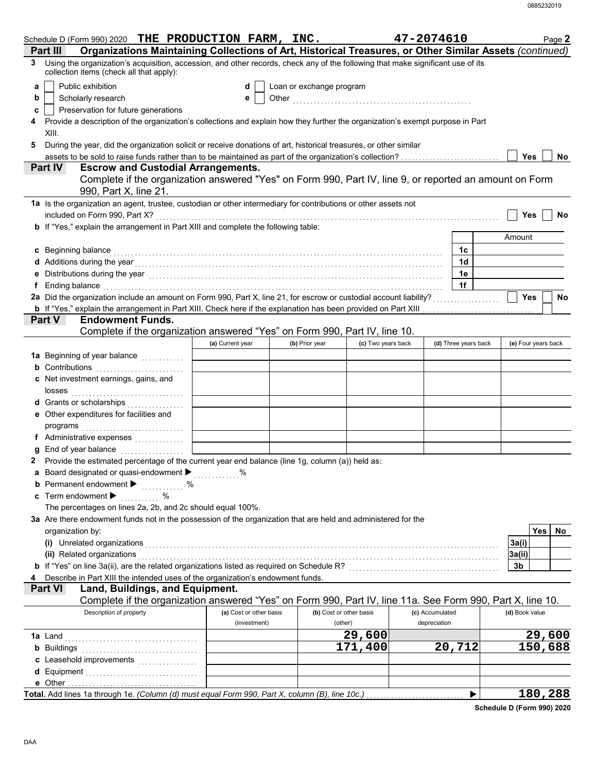Schedule D (Form 990) 2020 **THE PRODUCTION FARM, INC.** **47-2074610** Page **2**

## Part III Organizations Maintaining Collections of Art, Historical Treasures, or Other Similar Assets *(continued)*

**3** Using the organization's acquisition, accession, and other records, check any of the following that make significant use of its collection items (check all that apply):

- **a** ☐ Public exhibition
- **b** ☐ Scholarly research
- **c** ☐ Preservation for future generations
- **d** ☐ Loan or exchange program
- **e** ☐ Other

**4** Provide a description of the organization's collections and explain how they further the organization's exempt purpose in Part XIII.

**5** During the year, did the organization solicit or receive donations of art, historical treasures, or other similar assets to be sold to raise funds rather than to be maintained as part of the organization's collection? ☐ Yes ☐ No

## Part IV Escrow and Custodial Arrangements.

Complete if the organization answered "Yes" on Form 990, Part IV, line 9, or reported an amount on Form 990, Part X, line 21.

**1a** Is the organization an agent, trustee, custodian or other intermediary for contributions or other assets not included on Form 990, Part X? ☐ Yes ☐ No

**b** If "Yes," explain the arrangement in Part XIII and complete the following table:

| | | Amount |
|---|---|---|
| **c** Beginning balance | 1c | |
| **d** Additions during the year | 1d | |
| **e** Distributions during the year | 1e | |
| **f** Ending balance | 1f | |

**2a** Did the organization include an amount on Form 990, Part X, line 21, for escrow or custodial account liability? ☐ Yes ☐ No

**b** If "Yes," explain the arrangement in Part XIII. Check here if the explanation has been provided on Part XIII ☐

## Part V Endowment Funds.

Complete if the organization answered "Yes" on Form 990, Part IV, line 10.

| | (a) Current year | (b) Prior year | (c) Two years back | (d) Three years back | (e) Four years back |
|---|---|---|---|---|---|
| **1a** Beginning of year balance | | | | | |
| **b** Contributions | | | | | |
| **c** Net investment earnings, gains, and losses | | | | | |
| **d** Grants or scholarships | | | | | |
| **e** Other expenditures for facilities and programs | | | | | |
| **f** Administrative expenses | | | | | |
| **g** End of year balance | | | | | |

**2** Provide the estimated percentage of the current year end balance (line 1g, column (a)) held as:

**a** Board designated or quasi-endowment ▶ ______ %

**b** Permanent endowment ▶ ______ %

**c** Term endowment ▶ ______ %

The percentages on lines 2a, 2b, and 2c should equal 100%.

**3a** Are there endowment funds not in the possession of the organization that are held and administered for the organization by:

| | | Yes | No |
|---|---|---|---|
| **(i)** Unrelated organizations | 3a(i) | | |
| **(ii)** Related organizations | 3a(ii) | | |
| **b** If "Yes" on line 3a(ii), are the related organizations listed as required on Schedule R? | 3b | | |

**4** Describe in Part XIII the intended uses of the organization's endowment funds.

## Part VI Land, Buildings, and Equipment.

Complete if the organization answered "Yes" on Form 990, Part IV, line 11a. See Form 990, Part X, line 10.

| Description of property | (a) Cost or other basis (investment) | (b) Cost or other basis (other) | (c) Accumulated depreciation | (d) Book value |
|---|---|---|---|---|
| **1a** Land | | 29,600 | | 29,600 |
| **b** Buildings | | 171,400 | 20,712 | 150,688 |
| **c** Leasehold improvements | | | | |
| **d** Equipment | | | | |
| **e** Other | | | | |
| **Total.** Add lines 1a through 1e. *(Column (d) must equal Form 990, Part X, column (B), line 10c.)* ▶ | | | | 180,288 |

**Schedule D (Form 990) 2020**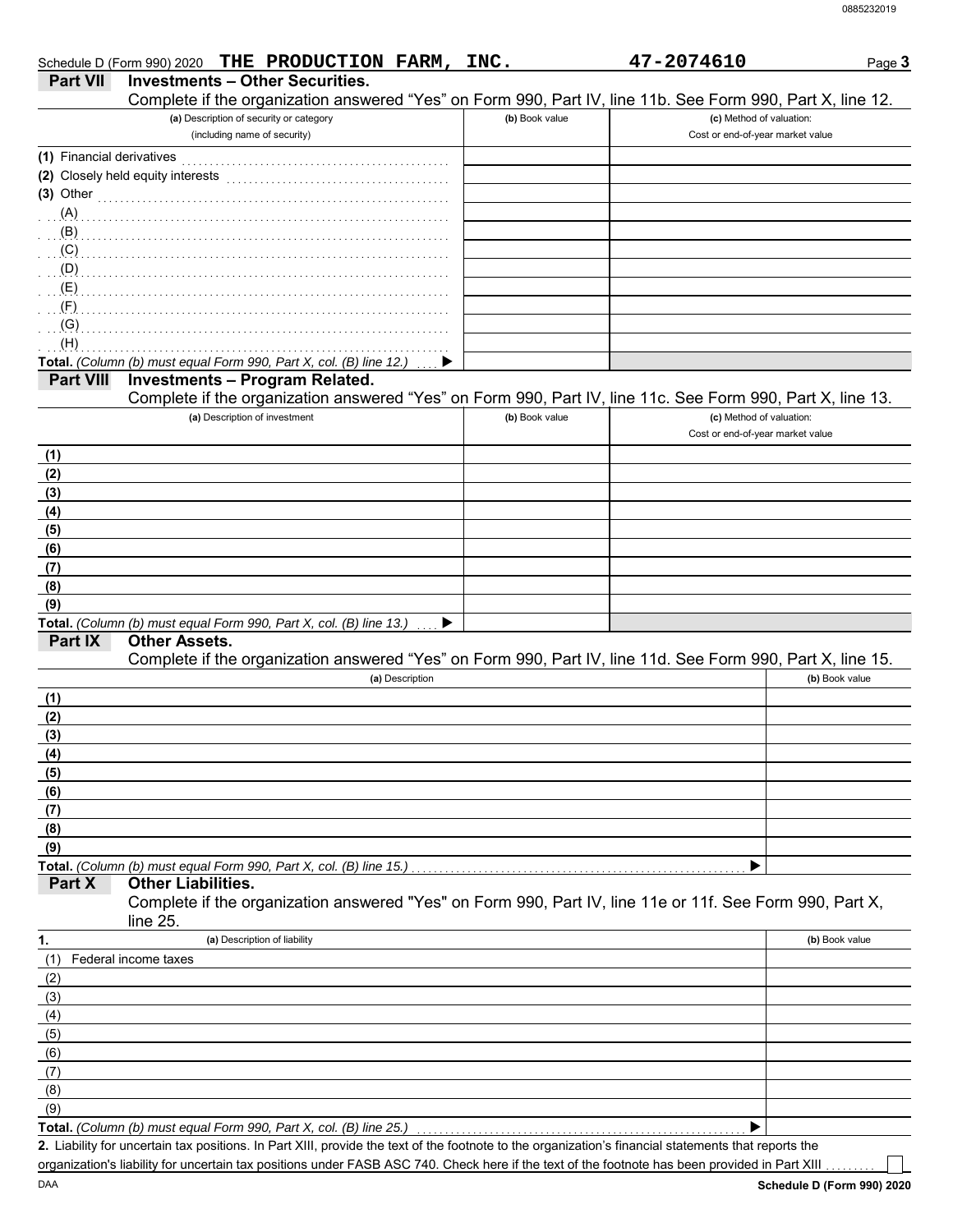Schedule D (Form 990) 2020 **THE PRODUCTION FARM, INC.** **47-2074610** Page **3**

## Part VII Investments – Other Securities.

Complete if the organization answered "Yes" on Form 990, Part IV, line 11b. See Form 990, Part X, line 12.

| (a) Description of security or category (including name of security) | (b) Book value | (c) Method of valuation: Cost or end-of-year market value |
|---|---|---|
| (1) Financial derivatives | | |
| (2) Closely held equity interests | | |
| (3) Other | | |
| (A) | | |
| (B) | | |
| (C) | | |
| (D) | | |
| (E) | | |
| (F) | | |
| (G) | | |
| (H) | | |
| **Total.** *(Column (b) must equal Form 990, Part X, col. (B) line 12.)* ▶ | | |

## Part VIII Investments – Program Related.

Complete if the organization answered "Yes" on Form 990, Part IV, line 11c. See Form 990, Part X, line 13.

| (a) Description of investment | (b) Book value | (c) Method of valuation: Cost or end-of-year market value |
|---|---|---|
| (1) | | |
| (2) | | |
| (3) | | |
| (4) | | |
| (5) | | |
| (6) | | |
| (7) | | |
| (8) | | |
| (9) | | |
| **Total.** *(Column (b) must equal Form 990, Part X, col. (B) line 13.)* ▶ | | |

## Part IX Other Assets.

Complete if the organization answered "Yes" on Form 990, Part IV, line 11d. See Form 990, Part X, line 15.

| (a) Description | (b) Book value |
|---|---|
| (1) | |
| (2) | |
| (3) | |
| (4) | |
| (5) | |
| (6) | |
| (7) | |
| (8) | |
| (9) | |
| **Total.** *(Column (b) must equal Form 990, Part X, col. (B) line 15.)* ▶ | |

## Part X Other Liabilities.

Complete if the organization answered "Yes" on Form 990, Part IV, line 11e or 11f. See Form 990, Part X, line 25.

| 1. (a) Description of liability | (b) Book value |
|---|---|
| (1) Federal income taxes | |
| (2) | |
| (3) | |
| (4) | |
| (5) | |
| (6) | |
| (7) | |
| (8) | |
| (9) | |
| **Total.** *(Column (b) must equal Form 990, Part X, col. (B) line 25.)* ▶ | |

**2.** Liability for uncertain tax positions. In Part XIII, provide the text of the footnote to the organization's financial statements that reports the organization's liability for uncertain tax positions under FASB ASC 740. Check here if the text of the footnote has been provided in Part XIII ☐

DAA **Schedule D (Form 990) 2020**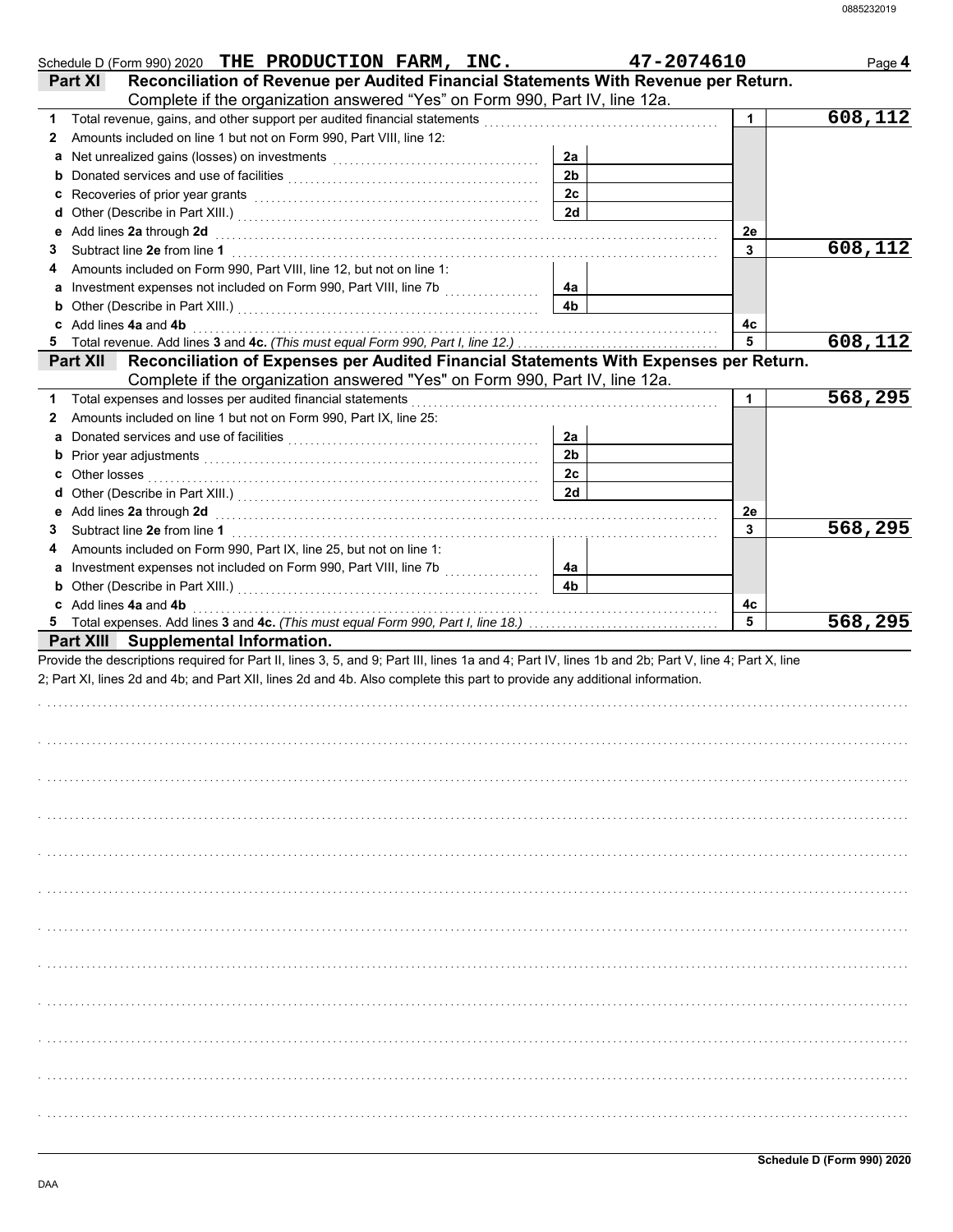Schedule D (Form 990) 2020 **THE PRODUCTION FARM, INC.** **47-2074610** Page **4**

## Part XI Reconciliation of Revenue per Audited Financial Statements With Revenue per Return.

Complete if the organization answered "Yes" on Form 990, Part IV, line 12a.

| | | | | | |
|---|---|---|---|---|---|
| **1** | Total revenue, gains, and other support per audited financial statements | | | 1 | 608,112 |
| **2** | Amounts included on line 1 but not on Form 990, Part VIII, line 12: | | | | |
| **a** | Net unrealized gains (losses) on investments | 2a | | | |
| **b** | Donated services and use of facilities | 2b | | | |
| **c** | Recoveries of prior year grants | 2c | | | |
| **d** | Other (Describe in Part XIII.) | 2d | | | |
| **e** | Add lines **2a** through **2d** | | | 2e | |
| **3** | Subtract line **2e** from line **1** | | | 3 | 608,112 |
| **4** | Amounts included on Form 990, Part VIII, line 12, but not on line 1: | | | | |
| **a** | Investment expenses not included on Form 990, Part VIII, line 7b | 4a | | | |
| **b** | Other (Describe in Part XIII.) | 4b | | | |
| **c** | Add lines **4a** and **4b** | | | 4c | |
| **5** | Total revenue. Add lines **3** and **4c.** *(This must equal Form 990, Part I, line 12.)* | | | 5 | 608,112 |

## Part XII Reconciliation of Expenses per Audited Financial Statements With Expenses per Return.

Complete if the organization answered "Yes" on Form 990, Part IV, line 12a.

| | | | | | |
|---|---|---|---|---|---|
| **1** | Total expenses and losses per audited financial statements | | | 1 | 568,295 |
| **2** | Amounts included on line 1 but not on Form 990, Part IX, line 25: | | | | |
| **a** | Donated services and use of facilities | 2a | | | |
| **b** | Prior year adjustments | 2b | | | |
| **c** | Other losses | 2c | | | |
| **d** | Other (Describe in Part XIII.) | 2d | | | |
| **e** | Add lines **2a** through **2d** | | | 2e | |
| **3** | Subtract line **2e** from line **1** | | | 3 | 568,295 |
| **4** | Amounts included on Form 990, Part IX, line 25, but not on line 1: | | | | |
| **a** | Investment expenses not included on Form 990, Part VIII, line 7b | 4a | | | |
| **b** | Other (Describe in Part XIII.) | 4b | | | |
| **c** | Add lines **4a** and **4b** | | | 4c | |
| **5** | Total expenses. Add lines **3** and **4c.** *(This must equal Form 990, Part I, line 18.)* | | | 5 | 568,295 |

## Part XIII Supplemental Information.

Provide the descriptions required for Part II, lines 3, 5, and 9; Part III, lines 1a and 4; Part IV, lines 1b and 2b; Part V, line 4; Part X, line 2; Part XI, lines 2d and 4b; and Part XII, lines 2d and 4b. Also complete this part to provide any additional information.

Schedule D (Form 990) 2020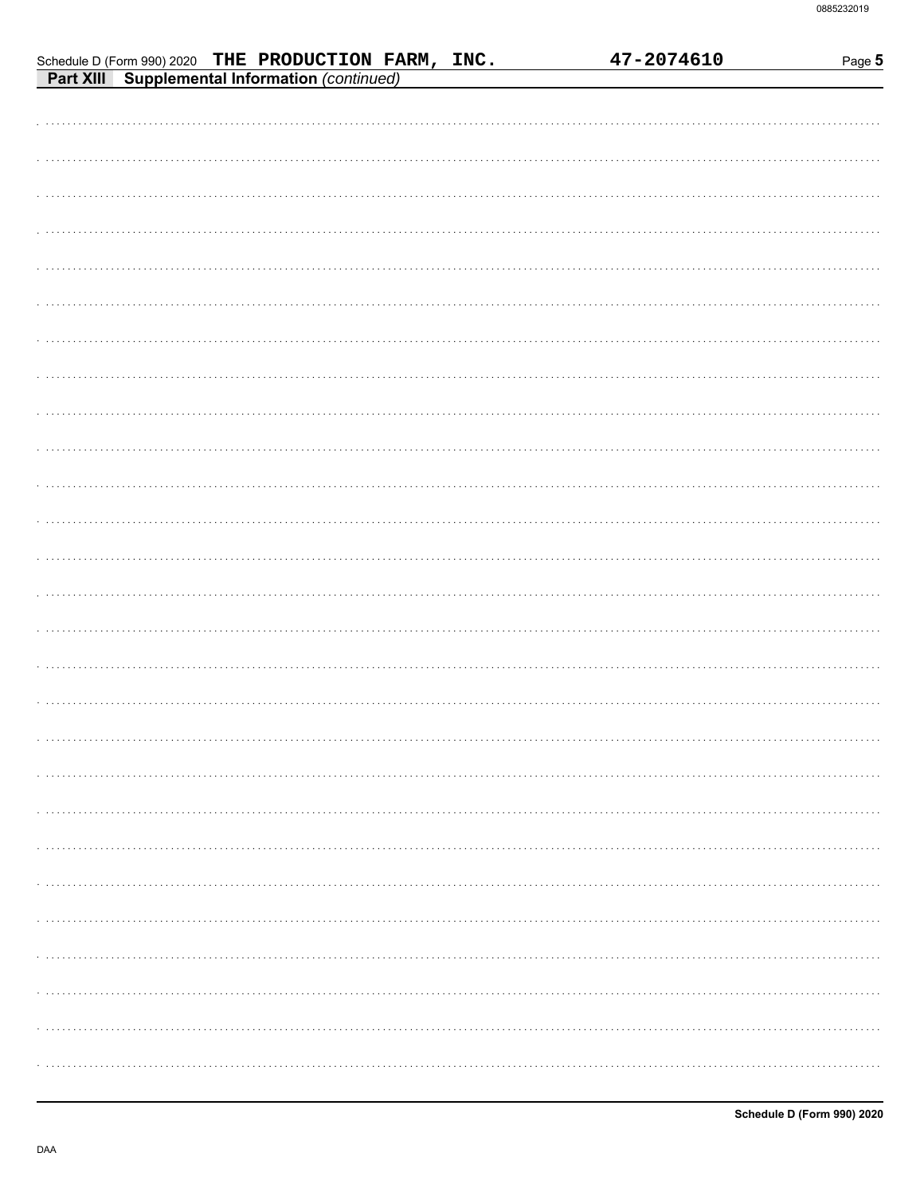Schedule D (Form 990) 2020 **THE PRODUCTION FARM, INC.** **47-2074610**

**Part XIII Supplemental Information** *(continued)*

DAA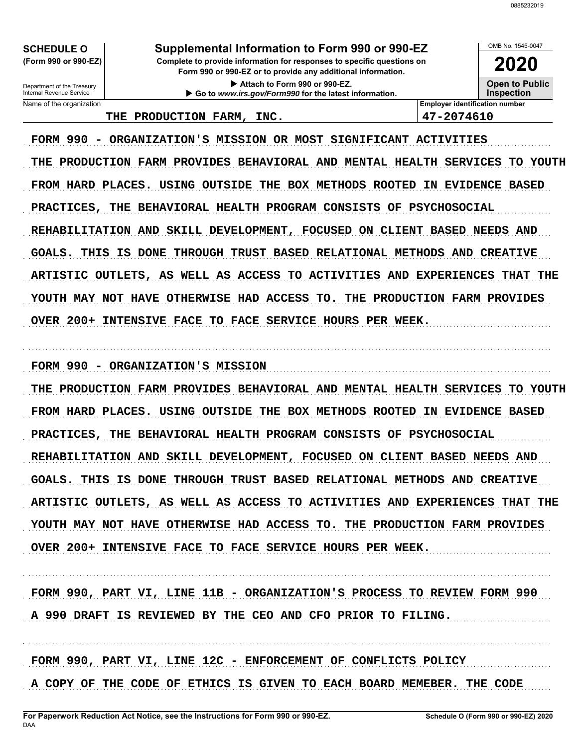**SCHEDULE O**
**(Form 990 or 990-EZ)**

Department of the Treasury
Internal Revenue Service

# Supplemental Information to Form 990 or 990-EZ

**Complete to provide information for responses to specific questions on Form 990 or 990-EZ or to provide any additional information.**

▶ Attach to Form 990 or 990-EZ.

▶ Go to *www.irs.gov/Form990* for the latest information.

OMB No. 1545-0047

**2020**

**Open to Public Inspection**

| Name of the organization | Employer identification number |
|---|---|
| THE PRODUCTION FARM, INC. | 47-2074610 |

FORM 990 - ORGANIZATION'S MISSION OR MOST SIGNIFICANT ACTIVITIES

THE PRODUCTION FARM PROVIDES BEHAVIORAL AND MENTAL HEALTH SERVICES TO YOUTH FROM HARD PLACES. USING OUTSIDE THE BOX METHODS ROOTED IN EVIDENCE BASED PRACTICES, THE BEHAVIORAL HEALTH PROGRAM CONSISTS OF PSYCHOSOCIAL REHABILITATION AND SKILL DEVELOPMENT, FOCUSED ON CLIENT BASED NEEDS AND GOALS. THIS IS DONE THROUGH TRUST BASED RELATIONAL METHODS AND CREATIVE ARTISTIC OUTLETS, AS WELL AS ACCESS TO ACTIVITIES AND EXPERIENCES THAT THE YOUTH MAY NOT HAVE OTHERWISE HAD ACCESS TO. THE PRODUCTION FARM PROVIDES OVER 200+ INTENSIVE FACE TO FACE SERVICE HOURS PER WEEK.

FORM 990 - ORGANIZATION'S MISSION

THE PRODUCTION FARM PROVIDES BEHAVIORAL AND MENTAL HEALTH SERVICES TO YOUTH FROM HARD PLACES. USING OUTSIDE THE BOX METHODS ROOTED IN EVIDENCE BASED PRACTICES, THE BEHAVIORAL HEALTH PROGRAM CONSISTS OF PSYCHOSOCIAL REHABILITATION AND SKILL DEVELOPMENT, FOCUSED ON CLIENT BASED NEEDS AND GOALS. THIS IS DONE THROUGH TRUST BASED RELATIONAL METHODS AND CREATIVE ARTISTIC OUTLETS, AS WELL AS ACCESS TO ACTIVITIES AND EXPERIENCES THAT THE YOUTH MAY NOT HAVE OTHERWISE HAD ACCESS TO. THE PRODUCTION FARM PROVIDES OVER 200+ INTENSIVE FACE TO FACE SERVICE HOURS PER WEEK.

FORM 990, PART VI, LINE 11B - ORGANIZATION'S PROCESS TO REVIEW FORM 990

A 990 DRAFT IS REVIEWED BY THE CEO AND CFO PRIOR TO FILING.

FORM 990, PART VI, LINE 12C - ENFORCEMENT OF CONFLICTS POLICY

A COPY OF THE CODE OF ETHICS IS GIVEN TO EACH BOARD MEMEBER. THE CODE

**For Paperwork Reduction Act Notice, see the Instructions for Form 990 or 990-EZ.**
DAA
**Schedule O (Form 990 or 990-EZ) 2020**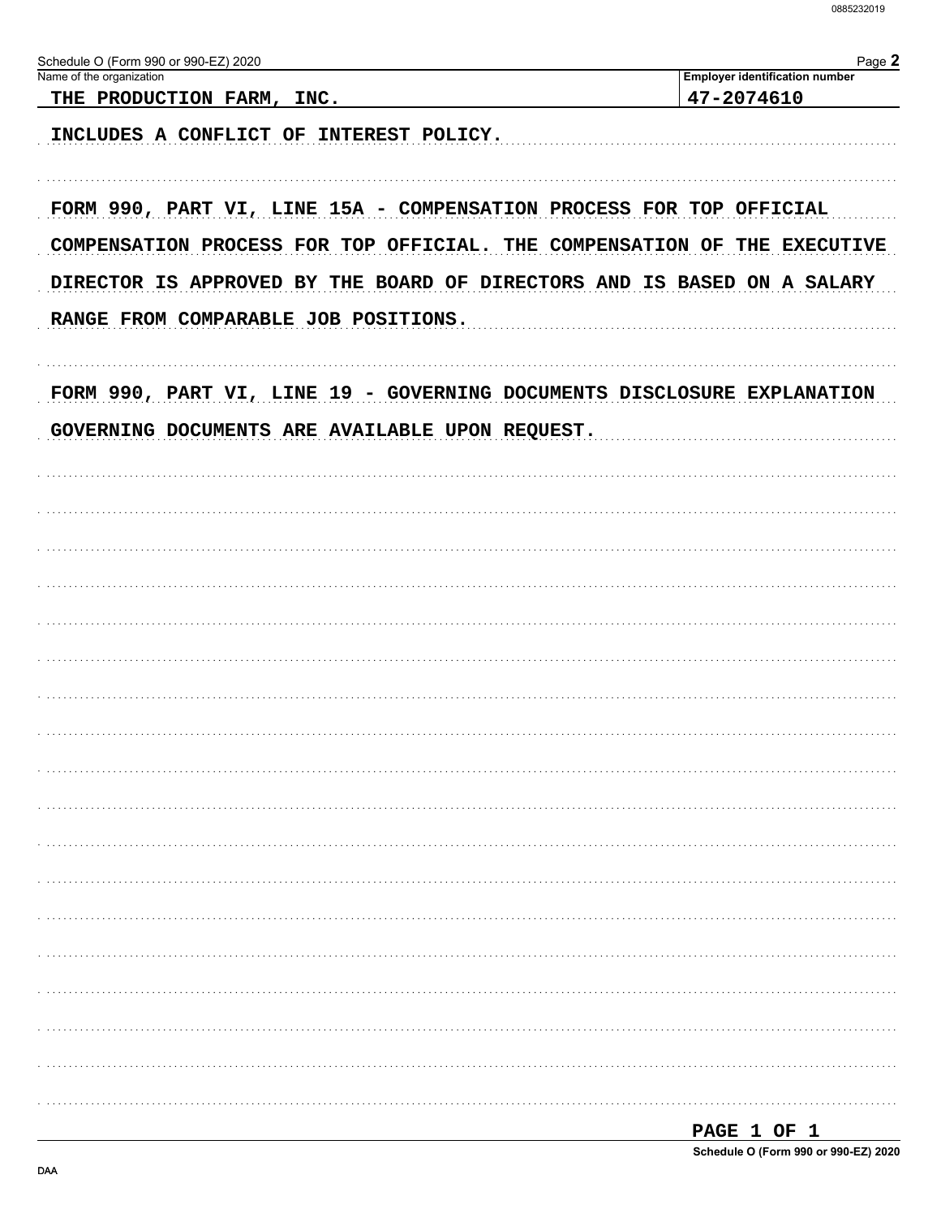Schedule O (Form 990 or 990-EZ) 2020

| Name of the organization | Employer identification number |
|---|---|
| THE PRODUCTION FARM, INC. | 47-2074610 |

INCLUDES A CONFLICT OF INTEREST POLICY.

FORM 990, PART VI, LINE 15A - COMPENSATION PROCESS FOR TOP OFFICIAL

COMPENSATION PROCESS FOR TOP OFFICIAL. THE COMPENSATION OF THE EXECUTIVE DIRECTOR IS APPROVED BY THE BOARD OF DIRECTORS AND IS BASED ON A SALARY RANGE FROM COMPARABLE JOB POSITIONS.

FORM 990, PART VI, LINE 19 - GOVERNING DOCUMENTS DISCLOSURE EXPLANATION

GOVERNING DOCUMENTS ARE AVAILABLE UPON REQUEST.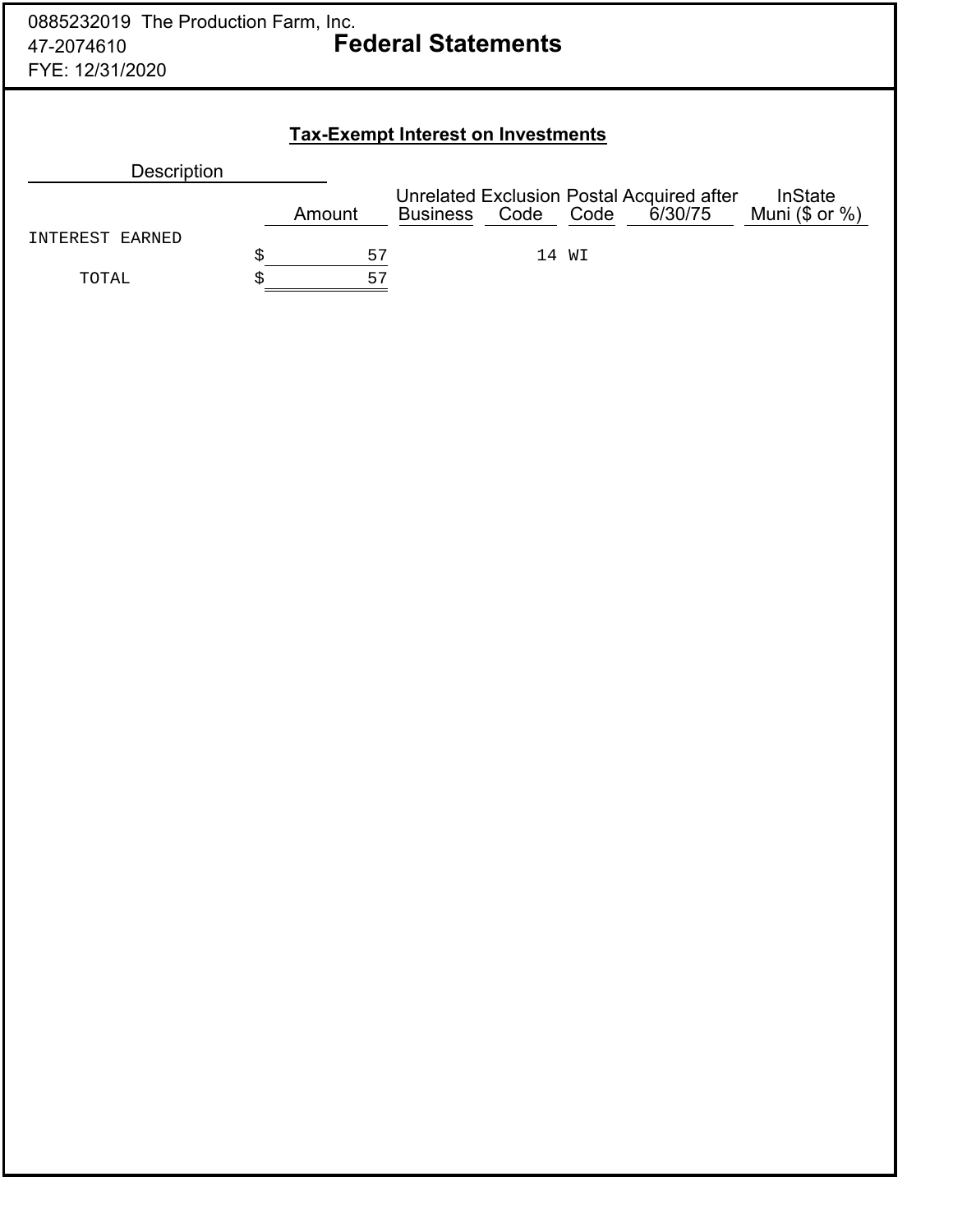## Tax-Exempt Interest on Investments

| Description | Amount | Unrelated Business | Exclusion Code | Postal Code | Acquired after 6/30/75 | InState Muni ($ or %) |
|---|---|---|---|---|---|---|
| INTEREST EARNED | $ 57 | | 14 | WI | | |
| TOTAL | $ 57 | | | | | |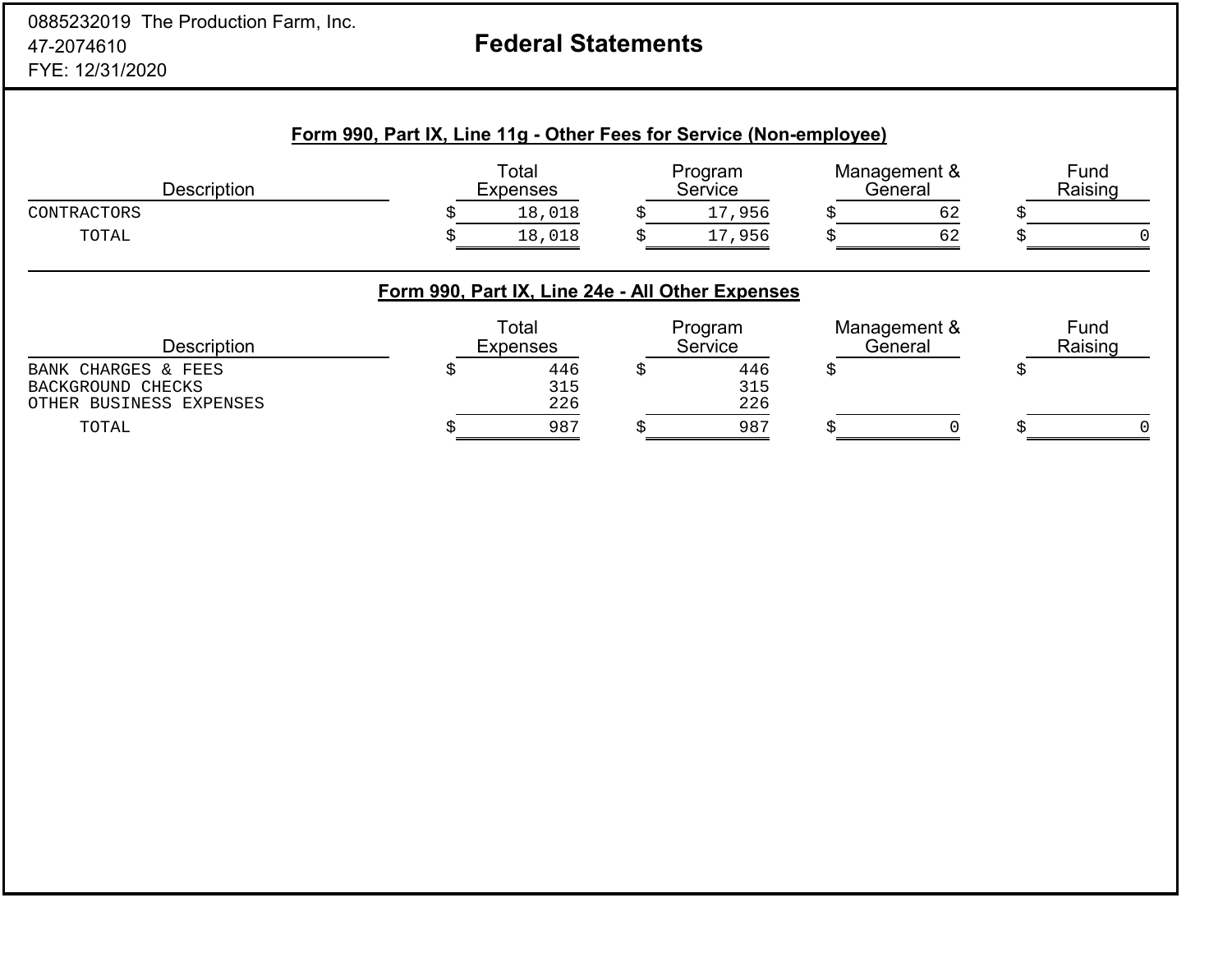0885232019 The Production Farm, Inc.
47-2074610
FYE: 12/31/2020

# Federal Statements

## Form 990, Part IX, Line 11g - Other Fees for Service (Non-employee)

| Description | Total Expenses | Program Service | Management & General | Fund Raising |
|---|---|---|---|---|
| CONTRACTORS | $ 18,018 | $ 17,956 | $ 62 | $ |
| TOTAL | $ 18,018 | $ 17,956 | $ 62 | $ 0 |

## Form 990, Part IX, Line 24e - All Other Expenses

| Description | Total Expenses | Program Service | Management & General | Fund Raising |
|---|---|---|---|---|
| BANK CHARGES & FEES | $ 446 | $ 446 | $ | $ |
| BACKGROUND CHECKS | 315 | 315 | | |
| OTHER BUSINESS EXPENSES | 226 | 226 | | |
| TOTAL | $ 987 | $ 987 | $ 0 | $ 0 |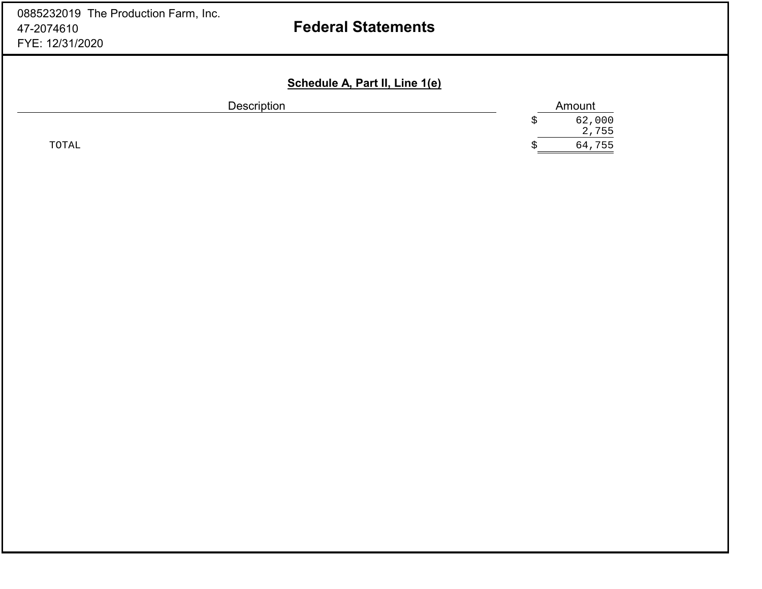0885232019 The Production Farm, Inc.
47-2074610
FYE: 12/31/2020

# Federal Statements

## Schedule A, Part II, Line 1(e)

| Description | Amount |
|---|---|
| | $ 62,000 |
| | 2,755 |
| TOTAL | $ 64,755 |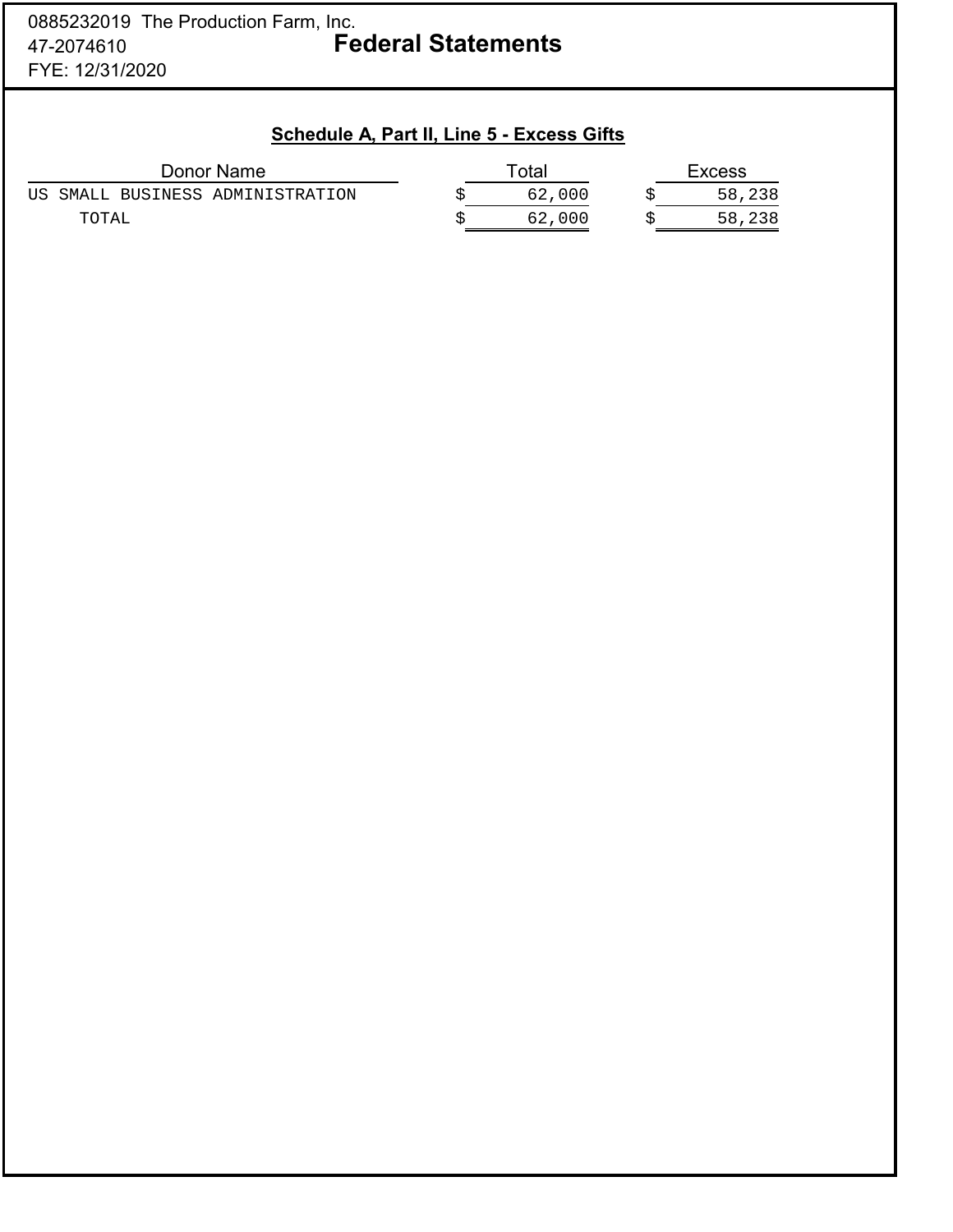0885232019 The Production Farm, Inc.
47-2074610
FYE: 12/31/2020

# Federal Statements

## Schedule A, Part II, Line 5 - Excess Gifts

| Donor Name | Total | Excess |
|---|---|---|
| US SMALL BUSINESS ADMINISTRATION | $ 62,000 | $ 58,238 |
| TOTAL | $ 62,000 | $ 58,238 |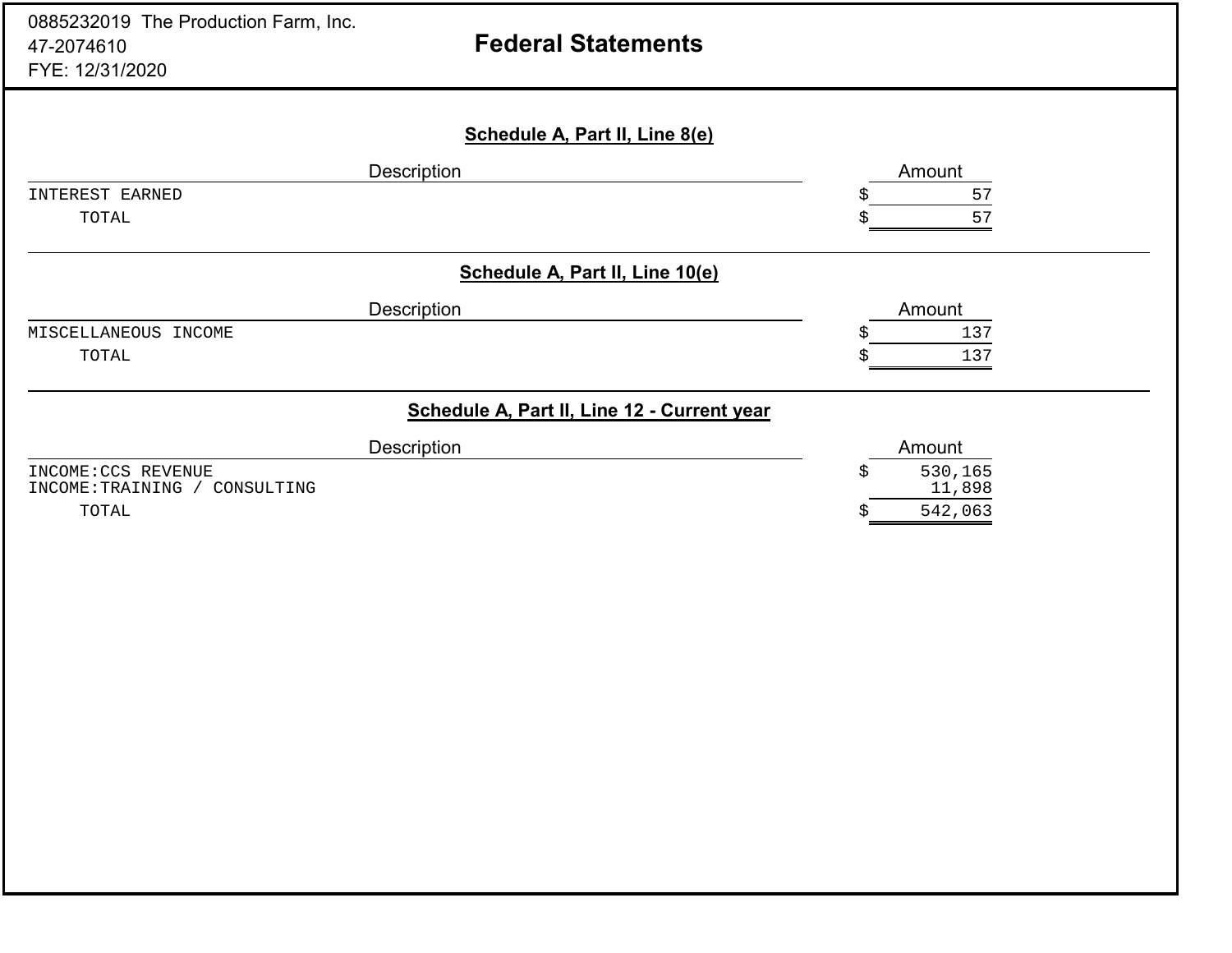0885232019 The Production Farm, Inc.
47-2074610
FYE: 12/31/2020

# Federal Statements

## Schedule A, Part II, Line 8(e)

| Description | Amount |
| --- | --- |
| INTEREST EARNED | $ 57 |
| TOTAL | $ 57 |

## Schedule A, Part II, Line 10(e)

| Description | Amount |
| --- | --- |
| MISCELLANEOUS INCOME | $ 137 |
| TOTAL | $ 137 |

## Schedule A, Part II, Line 12 - Current year

| Description | Amount |
| --- | --- |
| INCOME:CCS REVENUE | $ 530,165 |
| INCOME:TRAINING / CONSULTING | 11,898 |
| TOTAL | $ 542,063 |